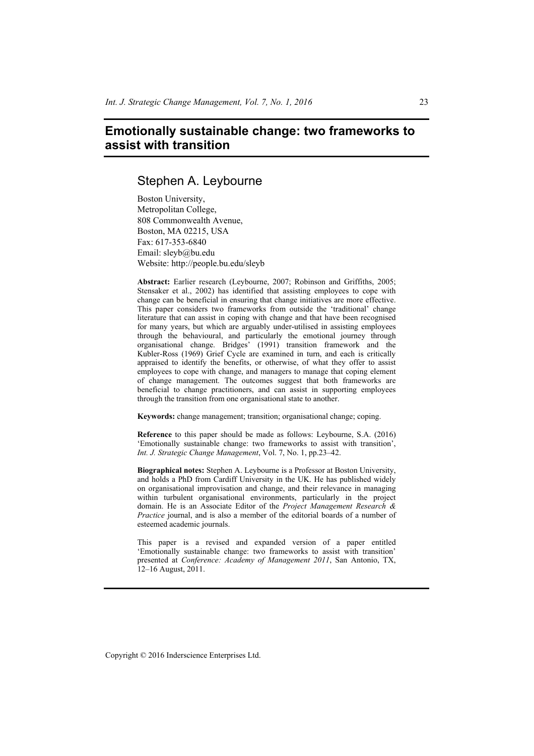# Emotionally sustainable change: two frameworks to assist with transition

## Stephen A. Leybourne

Boston University,
Metropolitan College,
808 Commonwealth Avenue,
Boston, MA 02215, USA
Fax: 617-353-6840
Email: sleyb@bu.edu
Website: http://people.bu.edu/sleyb

**Abstract:** Earlier research (Leybourne, 2007; Robinson and Griffiths, 2005; Stensaker et al., 2002) has identified that assisting employees to cope with change can be beneficial in ensuring that change initiatives are more effective. This paper considers two frameworks from outside the 'traditional' change literature that can assist in coping with change and that have been recognised for many years, but which are arguably under-utilised in assisting employees through the behavioural, and particularly the emotional journey through organisational change. Bridges' (1991) transition framework and the Kubler-Ross (1969) Grief Cycle are examined in turn, and each is critically appraised to identify the benefits, or otherwise, of what they offer to assist employees to cope with change, and managers to manage that coping element of change management. The outcomes suggest that both frameworks are beneficial to change practitioners, and can assist in supporting employees through the transition from one organisational state to another.

**Keywords:** change management; transition; organisational change; coping.

**Reference** to this paper should be made as follows: Leybourne, S.A. (2016) 'Emotionally sustainable change: two frameworks to assist with transition', *Int. J. Strategic Change Management*, Vol. 7, No. 1, pp.23–42.

**Biographical notes:** Stephen A. Leybourne is a Professor at Boston University, and holds a PhD from Cardiff University in the UK. He has published widely on organisational improvisation and change, and their relevance in managing within turbulent organisational environments, particularly in the project domain. He is an Associate Editor of the *Project Management Research & Practice* journal, and is also a member of the editorial boards of a number of esteemed academic journals.

This paper is a revised and expanded version of a paper entitled 'Emotionally sustainable change: two frameworks to assist with transition' presented at *Conference: Academy of Management 2011*, San Antonio, TX, 12–16 August, 2011.

Copyright © 2016 Inderscience Enterprises Ltd.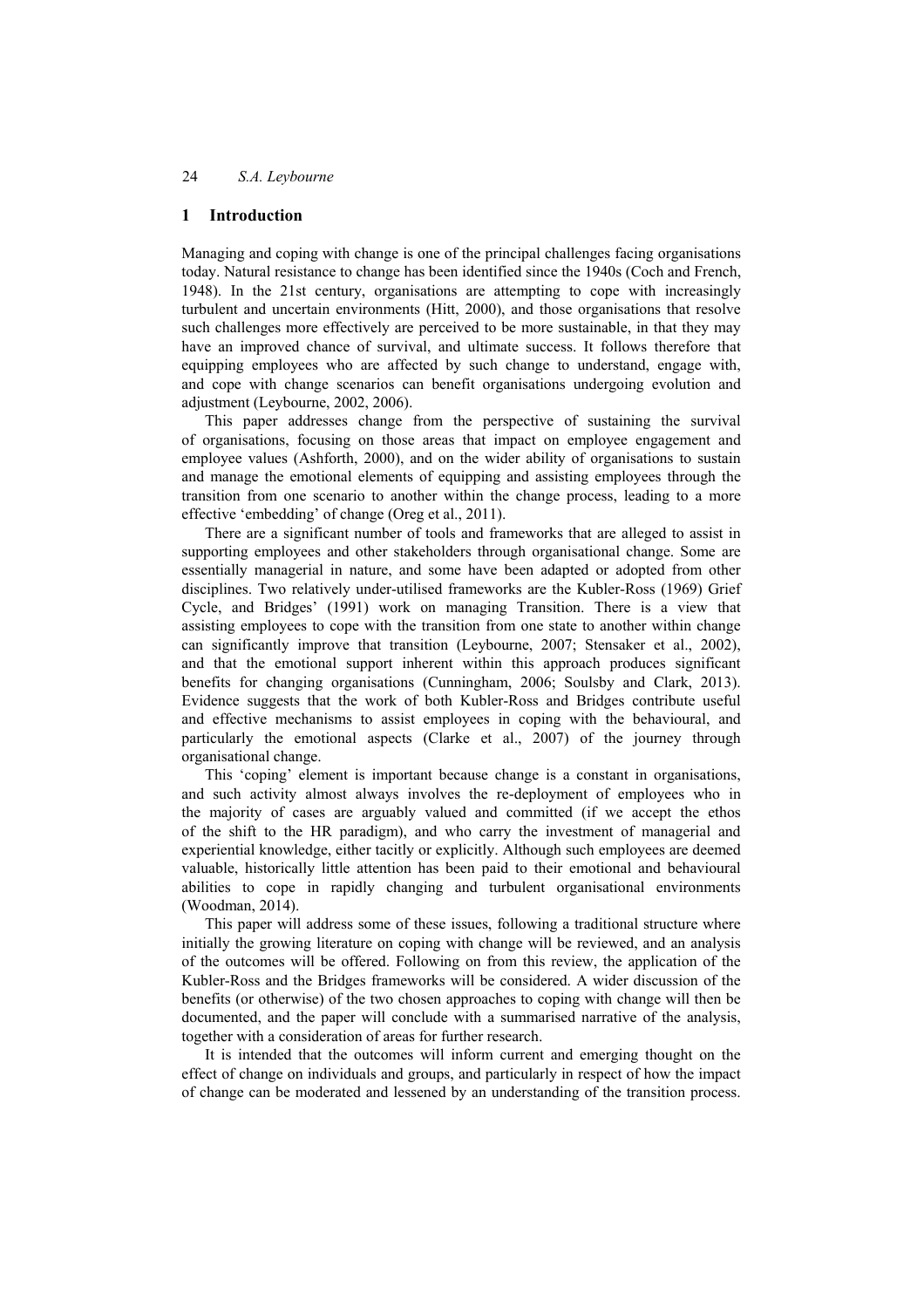## 1 Introduction

Managing and coping with change is one of the principal challenges facing organisations today. Natural resistance to change has been identified since the 1940s (Coch and French, 1948). In the 21st century, organisations are attempting to cope with increasingly turbulent and uncertain environments (Hitt, 2000), and those organisations that resolve such challenges more effectively are perceived to be more sustainable, in that they may have an improved chance of survival, and ultimate success. It follows therefore that equipping employees who are affected by such change to understand, engage with, and cope with change scenarios can benefit organisations undergoing evolution and adjustment (Leybourne, 2002, 2006).

This paper addresses change from the perspective of sustaining the survival of organisations, focusing on those areas that impact on employee engagement and employee values (Ashforth, 2000), and on the wider ability of organisations to sustain and manage the emotional elements of equipping and assisting employees through the transition from one scenario to another within the change process, leading to a more effective 'embedding' of change (Oreg et al., 2011).

There are a significant number of tools and frameworks that are alleged to assist in supporting employees and other stakeholders through organisational change. Some are essentially managerial in nature, and some have been adapted or adopted from other disciplines. Two relatively under-utilised frameworks are the Kubler-Ross (1969) Grief Cycle, and Bridges' (1991) work on managing Transition. There is a view that assisting employees to cope with the transition from one state to another within change can significantly improve that transition (Leybourne, 2007; Stensaker et al., 2002), and that the emotional support inherent within this approach produces significant benefits for changing organisations (Cunningham, 2006; Soulsby and Clark, 2013). Evidence suggests that the work of both Kubler-Ross and Bridges contribute useful and effective mechanisms to assist employees in coping with the behavioural, and particularly the emotional aspects (Clarke et al., 2007) of the journey through organisational change.

This 'coping' element is important because change is a constant in organisations, and such activity almost always involves the re-deployment of employees who in the majority of cases are arguably valued and committed (if we accept the ethos of the shift to the HR paradigm), and who carry the investment of managerial and experiential knowledge, either tacitly or explicitly. Although such employees are deemed valuable, historically little attention has been paid to their emotional and behavioural abilities to cope in rapidly changing and turbulent organisational environments (Woodman, 2014).

This paper will address some of these issues, following a traditional structure where initially the growing literature on coping with change will be reviewed, and an analysis of the outcomes will be offered. Following on from this review, the application of the Kubler-Ross and the Bridges frameworks will be considered. A wider discussion of the benefits (or otherwise) of the two chosen approaches to coping with change will then be documented, and the paper will conclude with a summarised narrative of the analysis, together with a consideration of areas for further research.

It is intended that the outcomes will inform current and emerging thought on the effect of change on individuals and groups, and particularly in respect of how the impact of change can be moderated and lessened by an understanding of the transition process.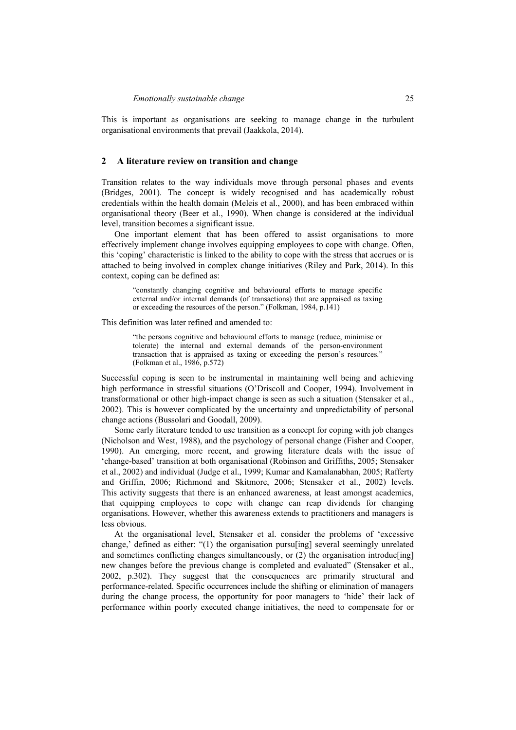This is important as organisations are seeking to manage change in the turbulent organisational environments that prevail (Jaakkola, 2014).

## 2 A literature review on transition and change

Transition relates to the way individuals move through personal phases and events (Bridges, 2001). The concept is widely recognised and has academically robust credentials within the health domain (Meleis et al., 2000), and has been embraced within organisational theory (Beer et al., 1990). When change is considered at the individual level, transition becomes a significant issue.

One important element that has been offered to assist organisations to more effectively implement change involves equipping employees to cope with change. Often, this 'coping' characteristic is linked to the ability to cope with the stress that accrues or is attached to being involved in complex change initiatives (Riley and Park, 2014). In this context, coping can be defined as:

> "constantly changing cognitive and behavioural efforts to manage specific external and/or internal demands (of transactions) that are appraised as taxing or exceeding the resources of the person." (Folkman, 1984, p.141)

This definition was later refined and amended to:

> "the persons cognitive and behavioural efforts to manage (reduce, minimise or tolerate) the internal and external demands of the person-environment transaction that is appraised as taxing or exceeding the person's resources." (Folkman et al., 1986, p.572)

Successful coping is seen to be instrumental in maintaining well being and achieving high performance in stressful situations (O'Driscoll and Cooper, 1994). Involvement in transformational or other high-impact change is seen as such a situation (Stensaker et al., 2002). This is however complicated by the uncertainty and unpredictability of personal change actions (Bussolari and Goodall, 2009).

Some early literature tended to use transition as a concept for coping with job changes (Nicholson and West, 1988), and the psychology of personal change (Fisher and Cooper, 1990). An emerging, more recent, and growing literature deals with the issue of 'change-based' transition at both organisational (Robinson and Griffiths, 2005; Stensaker et al., 2002) and individual (Judge et al., 1999; Kumar and Kamalanabhan, 2005; Rafferty and Griffin, 2006; Richmond and Skitmore, 2006; Stensaker et al., 2002) levels. This activity suggests that there is an enhanced awareness, at least amongst academics, that equipping employees to cope with change can reap dividends for changing organisations. However, whether this awareness extends to practitioners and managers is less obvious.

At the organisational level, Stensaker et al. consider the problems of 'excessive change,' defined as either: "(1) the organisation pursu[ing] several seemingly unrelated and sometimes conflicting changes simultaneously, or (2) the organisation introduc[ing] new changes before the previous change is completed and evaluated" (Stensaker et al., 2002, p.302). They suggest that the consequences are primarily structural and performance-related. Specific occurrences include the shifting or elimination of managers during the change process, the opportunity for poor managers to 'hide' their lack of performance within poorly executed change initiatives, the need to compensate for or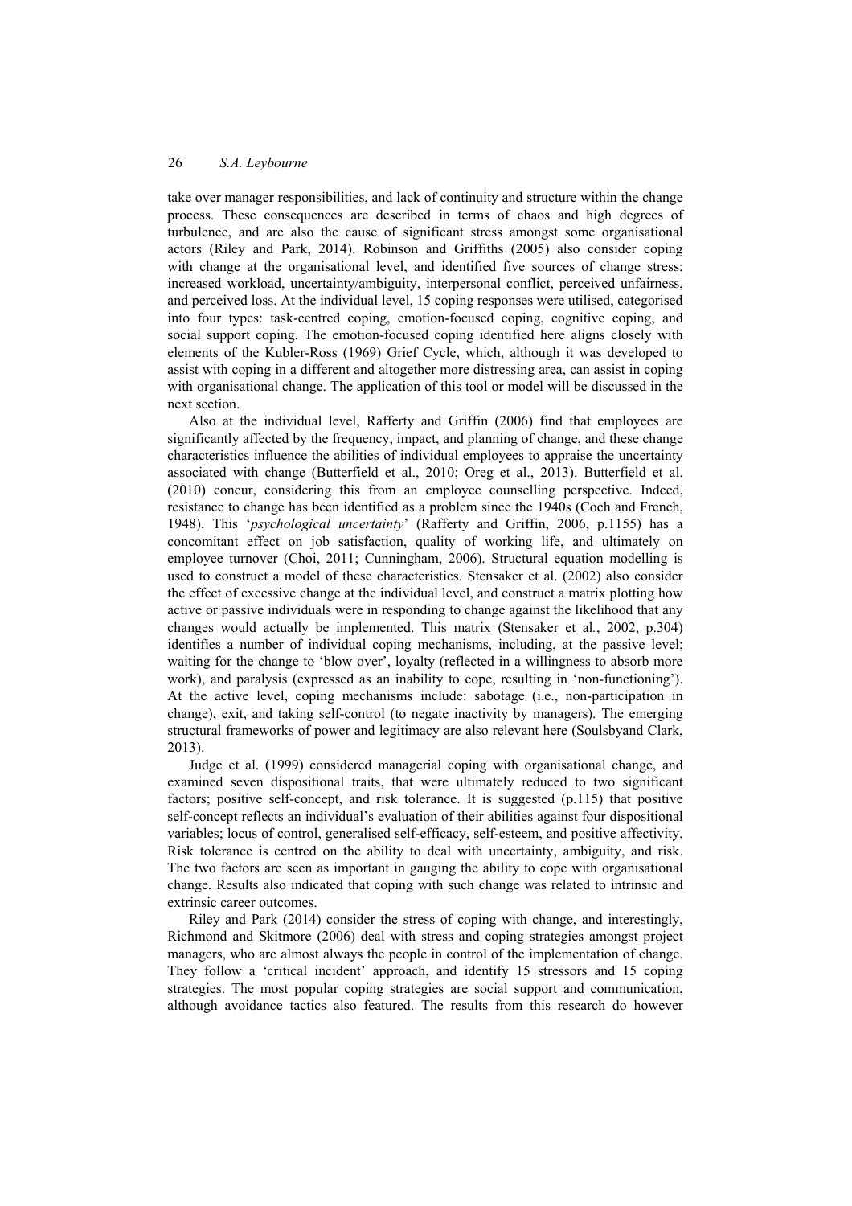take over manager responsibilities, and lack of continuity and structure within the change process. These consequences are described in terms of chaos and high degrees of turbulence, and are also the cause of significant stress amongst some organisational actors (Riley and Park, 2014). Robinson and Griffiths (2005) also consider coping with change at the organisational level, and identified five sources of change stress: increased workload, uncertainty/ambiguity, interpersonal conflict, perceived unfairness, and perceived loss. At the individual level, 15 coping responses were utilised, categorised into four types: task-centred coping, emotion-focused coping, cognitive coping, and social support coping. The emotion-focused coping identified here aligns closely with elements of the Kubler-Ross (1969) Grief Cycle, which, although it was developed to assist with coping in a different and altogether more distressing area, can assist in coping with organisational change. The application of this tool or model will be discussed in the next section.

Also at the individual level, Rafferty and Griffin (2006) find that employees are significantly affected by the frequency, impact, and planning of change, and these change characteristics influence the abilities of individual employees to appraise the uncertainty associated with change (Butterfield et al., 2010; Oreg et al., 2013). Butterfield et al. (2010) concur, considering this from an employee counselling perspective. Indeed, resistance to change has been identified as a problem since the 1940s (Coch and French, 1948). This '*psychological uncertainty*' (Rafferty and Griffin, 2006, p.1155) has a concomitant effect on job satisfaction, quality of working life, and ultimately on employee turnover (Choi, 2011; Cunningham, 2006). Structural equation modelling is used to construct a model of these characteristics. Stensaker et al. (2002) also consider the effect of excessive change at the individual level, and construct a matrix plotting how active or passive individuals were in responding to change against the likelihood that any changes would actually be implemented. This matrix (Stensaker et al., 2002, p.304) identifies a number of individual coping mechanisms, including, at the passive level; waiting for the change to 'blow over', loyalty (reflected in a willingness to absorb more work), and paralysis (expressed as an inability to cope, resulting in 'non-functioning'). At the active level, coping mechanisms include: sabotage (i.e., non-participation in change), exit, and taking self-control (to negate inactivity by managers). The emerging structural frameworks of power and legitimacy are also relevant here (Soulsbyand Clark, 2013).

Judge et al. (1999) considered managerial coping with organisational change, and examined seven dispositional traits, that were ultimately reduced to two significant factors; positive self-concept, and risk tolerance. It is suggested (p.115) that positive self-concept reflects an individual's evaluation of their abilities against four dispositional variables; locus of control, generalised self-efficacy, self-esteem, and positive affectivity. Risk tolerance is centred on the ability to deal with uncertainty, ambiguity, and risk. The two factors are seen as important in gauging the ability to cope with organisational change. Results also indicated that coping with such change was related to intrinsic and extrinsic career outcomes.

Riley and Park (2014) consider the stress of coping with change, and interestingly, Richmond and Skitmore (2006) deal with stress and coping strategies amongst project managers, who are almost always the people in control of the implementation of change. They follow a 'critical incident' approach, and identify 15 stressors and 15 coping strategies. The most popular coping strategies are social support and communication, although avoidance tactics also featured. The results from this research do however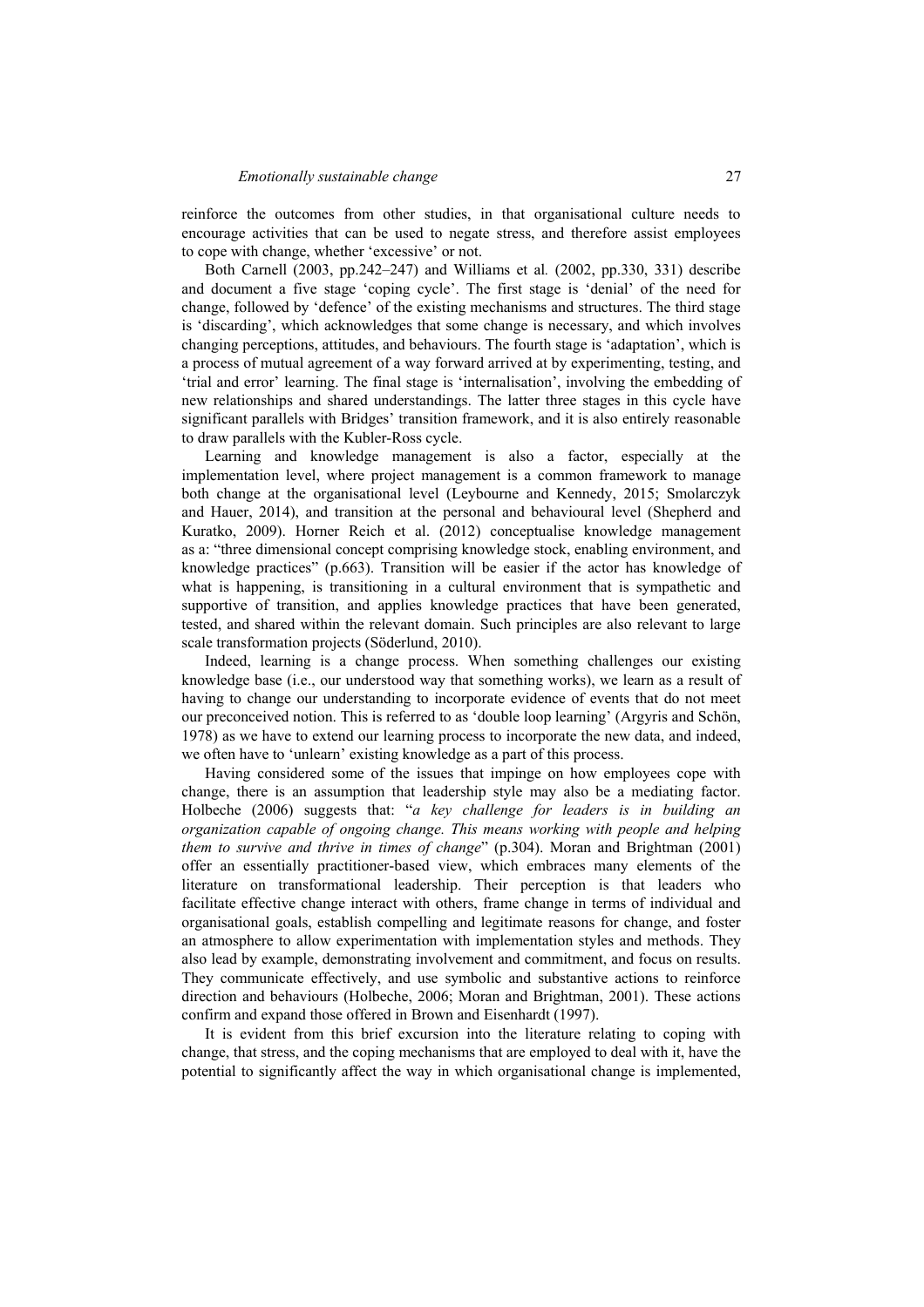reinforce the outcomes from other studies, in that organisational culture needs to encourage activities that can be used to negate stress, and therefore assist employees to cope with change, whether 'excessive' or not.

Both Carnell (2003, pp.242–247) and Williams et al*.* (2002, pp.330, 331) describe and document a five stage 'coping cycle'. The first stage is 'denial' of the need for change, followed by 'defence' of the existing mechanisms and structures. The third stage is 'discarding', which acknowledges that some change is necessary, and which involves changing perceptions, attitudes, and behaviours. The fourth stage is 'adaptation', which is a process of mutual agreement of a way forward arrived at by experimenting, testing, and 'trial and error' learning. The final stage is 'internalisation', involving the embedding of new relationships and shared understandings. The latter three stages in this cycle have significant parallels with Bridges' transition framework, and it is also entirely reasonable to draw parallels with the Kubler-Ross cycle.

Learning and knowledge management is also a factor, especially at the implementation level, where project management is a common framework to manage both change at the organisational level (Leybourne and Kennedy, 2015; Smolarczyk and Hauer, 2014), and transition at the personal and behavioural level (Shepherd and Kuratko, 2009). Horner Reich et al. (2012) conceptualise knowledge management as a: "three dimensional concept comprising knowledge stock, enabling environment, and knowledge practices" (p.663). Transition will be easier if the actor has knowledge of what is happening, is transitioning in a cultural environment that is sympathetic and supportive of transition, and applies knowledge practices that have been generated, tested, and shared within the relevant domain. Such principles are also relevant to large scale transformation projects (Söderlund, 2010).

Indeed, learning is a change process. When something challenges our existing knowledge base (i.e., our understood way that something works), we learn as a result of having to change our understanding to incorporate evidence of events that do not meet our preconceived notion. This is referred to as 'double loop learning' (Argyris and Schön, 1978) as we have to extend our learning process to incorporate the new data, and indeed, we often have to 'unlearn' existing knowledge as a part of this process.

Having considered some of the issues that impinge on how employees cope with change, there is an assumption that leadership style may also be a mediating factor. Holbeche (2006) suggests that: "*a key challenge for leaders is in building an organization capable of ongoing change. This means working with people and helping them to survive and thrive in times of change*" (p.304). Moran and Brightman (2001) offer an essentially practitioner-based view, which embraces many elements of the literature on transformational leadership. Their perception is that leaders who facilitate effective change interact with others, frame change in terms of individual and organisational goals, establish compelling and legitimate reasons for change, and foster an atmosphere to allow experimentation with implementation styles and methods. They also lead by example, demonstrating involvement and commitment, and focus on results. They communicate effectively, and use symbolic and substantive actions to reinforce direction and behaviours (Holbeche, 2006; Moran and Brightman, 2001). These actions confirm and expand those offered in Brown and Eisenhardt (1997).

It is evident from this brief excursion into the literature relating to coping with change, that stress, and the coping mechanisms that are employed to deal with it, have the potential to significantly affect the way in which organisational change is implemented,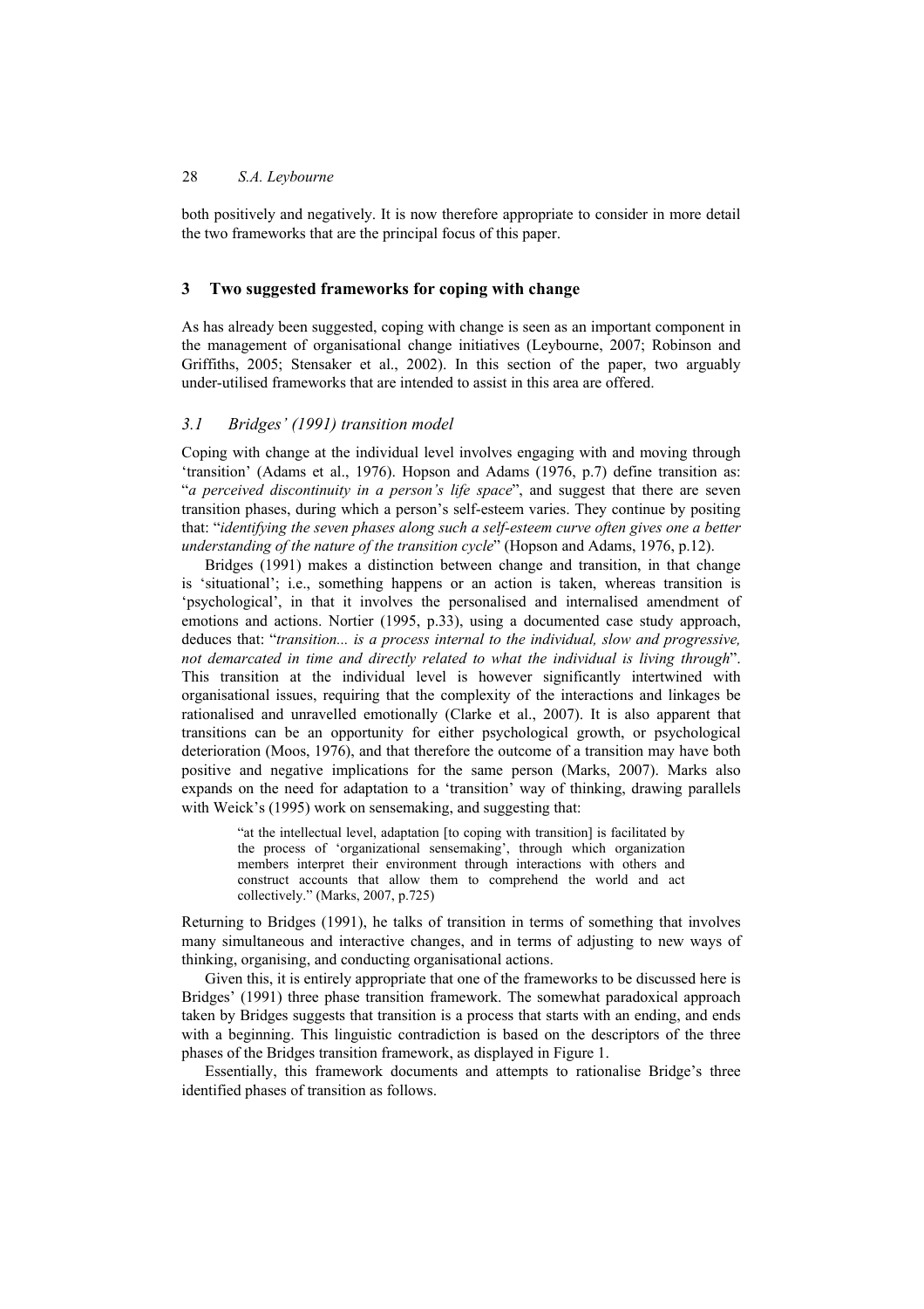both positively and negatively. It is now therefore appropriate to consider in more detail the two frameworks that are the principal focus of this paper.

## 3 Two suggested frameworks for coping with change

As has already been suggested, coping with change is seen as an important component in the management of organisational change initiatives (Leybourne, 2007; Robinson and Griffiths, 2005; Stensaker et al., 2002). In this section of the paper, two arguably under-utilised frameworks that are intended to assist in this area are offered.

### 3.1 Bridges' (1991) transition model

Coping with change at the individual level involves engaging with and moving through 'transition' (Adams et al., 1976). Hopson and Adams (1976, p.7) define transition as: "*a perceived discontinuity in a person's life space*", and suggest that there are seven transition phases, during which a person's self-esteem varies. They continue by positing that: "*identifying the seven phases along such a self-esteem curve often gives one a better understanding of the nature of the transition cycle*" (Hopson and Adams, 1976, p.12).

Bridges (1991) makes a distinction between change and transition, in that change is 'situational'; i.e., something happens or an action is taken, whereas transition is 'psychological', in that it involves the personalised and internalised amendment of emotions and actions. Nortier (1995, p.33), using a documented case study approach, deduces that: "*transition... is a process internal to the individual, slow and progressive, not demarcated in time and directly related to what the individual is living through*". This transition at the individual level is however significantly intertwined with organisational issues, requiring that the complexity of the interactions and linkages be rationalised and unravelled emotionally (Clarke et al., 2007). It is also apparent that transitions can be an opportunity for either psychological growth, or psychological deterioration (Moos, 1976), and that therefore the outcome of a transition may have both positive and negative implications for the same person (Marks, 2007). Marks also expands on the need for adaptation to a 'transition' way of thinking, drawing parallels with Weick's (1995) work on sensemaking, and suggesting that:

> "at the intellectual level, adaptation [to coping with transition] is facilitated by the process of 'organizational sensemaking', through which organization members interpret their environment through interactions with others and construct accounts that allow them to comprehend the world and act collectively." (Marks, 2007, p.725)

Returning to Bridges (1991), he talks of transition in terms of something that involves many simultaneous and interactive changes, and in terms of adjusting to new ways of thinking, organising, and conducting organisational actions.

Given this, it is entirely appropriate that one of the frameworks to be discussed here is Bridges' (1991) three phase transition framework. The somewhat paradoxical approach taken by Bridges suggests that transition is a process that starts with an ending, and ends with a beginning. This linguistic contradiction is based on the descriptors of the three phases of the Bridges transition framework, as displayed in Figure 1.

Essentially, this framework documents and attempts to rationalise Bridge's three identified phases of transition as follows.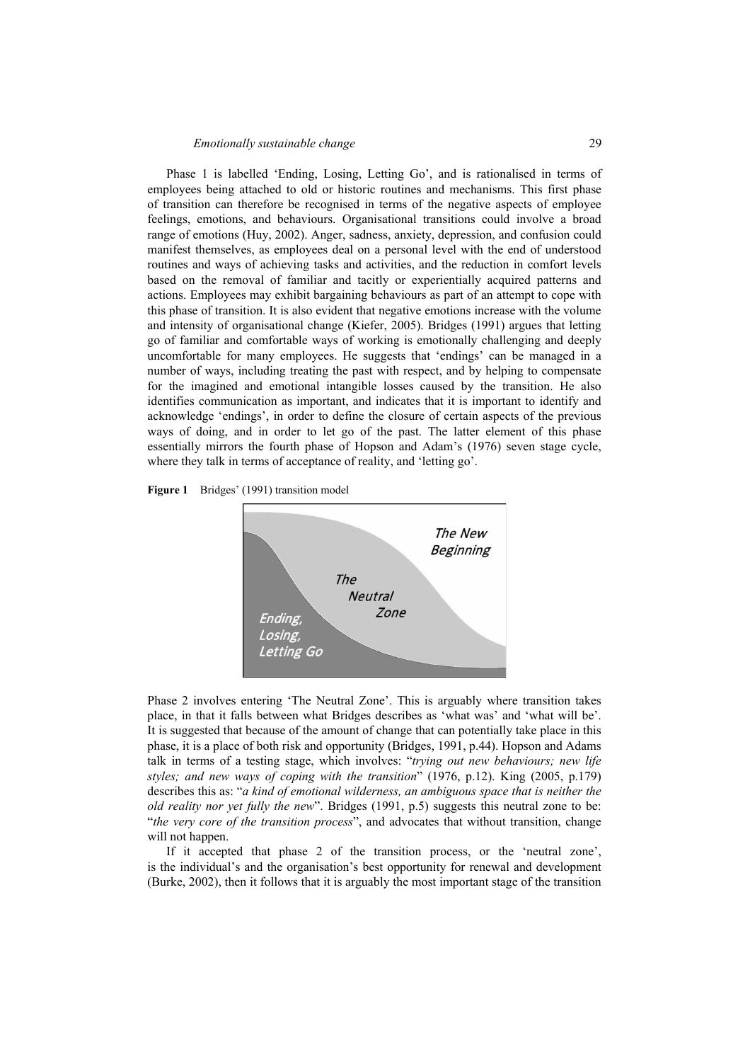Phase 1 is labelled 'Ending, Losing, Letting Go', and is rationalised in terms of employees being attached to old or historic routines and mechanisms. This first phase of transition can therefore be recognised in terms of the negative aspects of employee feelings, emotions, and behaviours. Organisational transitions could involve a broad range of emotions (Huy, 2002). Anger, sadness, anxiety, depression, and confusion could manifest themselves, as employees deal on a personal level with the end of understood routines and ways of achieving tasks and activities, and the reduction in comfort levels based on the removal of familiar and tacitly or experientially acquired patterns and actions. Employees may exhibit bargaining behaviours as part of an attempt to cope with this phase of transition. It is also evident that negative emotions increase with the volume and intensity of organisational change (Kiefer, 2005). Bridges (1991) argues that letting go of familiar and comfortable ways of working is emotionally challenging and deeply uncomfortable for many employees. He suggests that 'endings' can be managed in a number of ways, including treating the past with respect, and by helping to compensate for the imagined and emotional intangible losses caused by the transition. He also identifies communication as important, and indicates that it is important to identify and acknowledge 'endings', in order to define the closure of certain aspects of the previous ways of doing, and in order to let go of the past. The latter element of this phase essentially mirrors the fourth phase of Hopson and Adam's (1976) seven stage cycle, where they talk in terms of acceptance of reality, and 'letting go'.

**Figure 1** Bridges' (1991) transition model

The New Beginning

The Neutral Zone

Ending, Losing, Letting Go

Phase 2 involves entering 'The Neutral Zone'. This is arguably where transition takes place, in that it falls between what Bridges describes as 'what was' and 'what will be'. It is suggested that because of the amount of change that can potentially take place in this phase, it is a place of both risk and opportunity (Bridges, 1991, p.44). Hopson and Adams talk in terms of a testing stage, which involves: "*trying out new behaviours; new life styles; and new ways of coping with the transition*" (1976, p.12). King (2005, p.179) describes this as: "*a kind of emotional wilderness, an ambiguous space that is neither the old reality nor yet fully the new*". Bridges (1991, p.5) suggests this neutral zone to be: "*the very core of the transition process*", and advocates that without transition, change will not happen.

If it accepted that phase 2 of the transition process, or the 'neutral zone', is the individual's and the organisation's best opportunity for renewal and development (Burke, 2002), then it follows that it is arguably the most important stage of the transition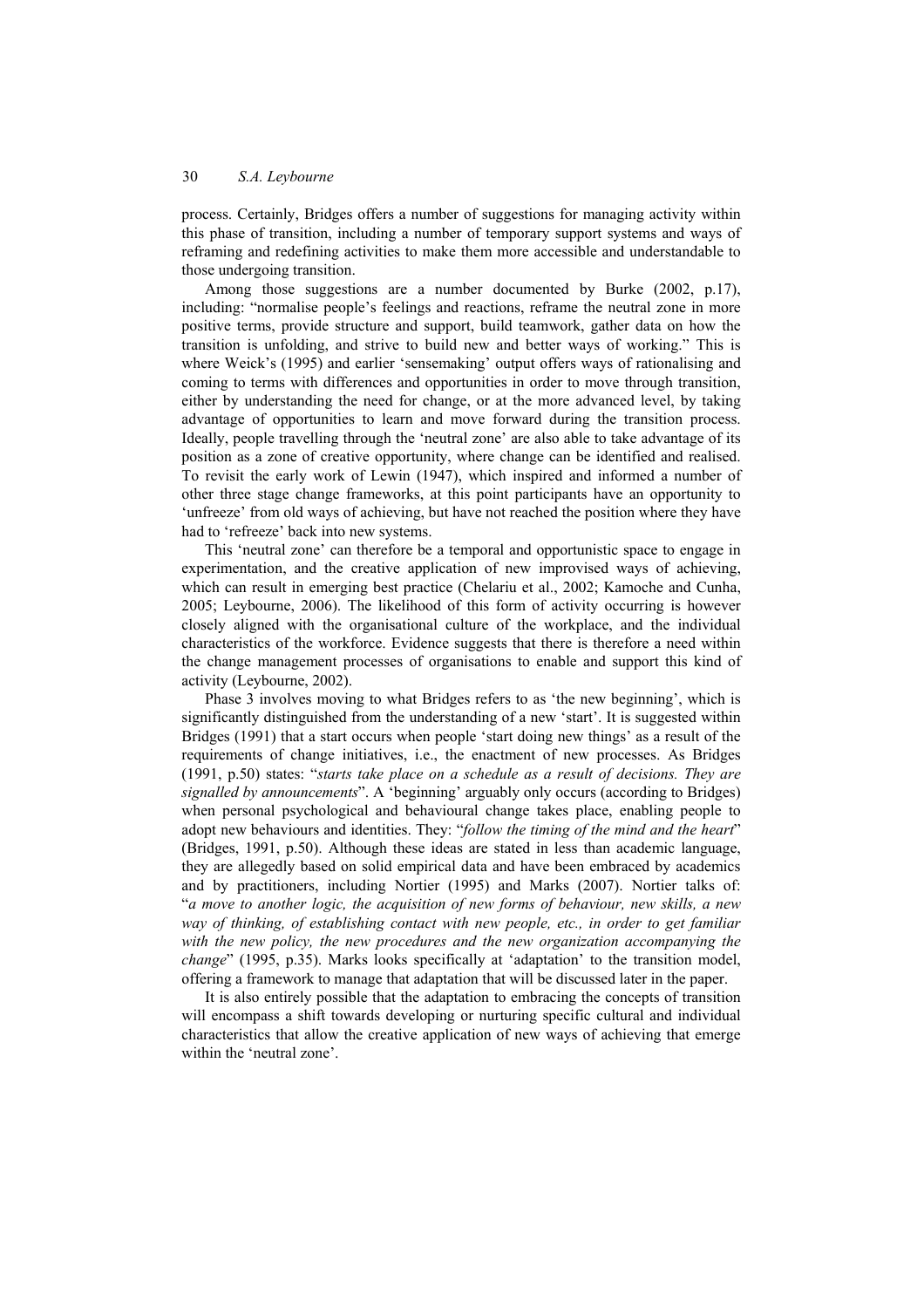process. Certainly, Bridges offers a number of suggestions for managing activity within this phase of transition, including a number of temporary support systems and ways of reframing and redefining activities to make them more accessible and understandable to those undergoing transition.

Among those suggestions are a number documented by Burke (2002, p.17), including: "normalise people's feelings and reactions, reframe the neutral zone in more positive terms, provide structure and support, build teamwork, gather data on how the transition is unfolding, and strive to build new and better ways of working." This is where Weick's (1995) and earlier 'sensemaking' output offers ways of rationalising and coming to terms with differences and opportunities in order to move through transition, either by understanding the need for change, or at the more advanced level, by taking advantage of opportunities to learn and move forward during the transition process. Ideally, people travelling through the 'neutral zone' are also able to take advantage of its position as a zone of creative opportunity, where change can be identified and realised. To revisit the early work of Lewin (1947), which inspired and informed a number of other three stage change frameworks, at this point participants have an opportunity to 'unfreeze' from old ways of achieving, but have not reached the position where they have had to 'refreeze' back into new systems.

This 'neutral zone' can therefore be a temporal and opportunistic space to engage in experimentation, and the creative application of new improvised ways of achieving, which can result in emerging best practice (Chelariu et al., 2002; Kamoche and Cunha, 2005; Leybourne, 2006). The likelihood of this form of activity occurring is however closely aligned with the organisational culture of the workplace, and the individual characteristics of the workforce. Evidence suggests that there is therefore a need within the change management processes of organisations to enable and support this kind of activity (Leybourne, 2002).

Phase 3 involves moving to what Bridges refers to as 'the new beginning', which is significantly distinguished from the understanding of a new 'start'. It is suggested within Bridges (1991) that a start occurs when people 'start doing new things' as a result of the requirements of change initiatives, i.e., the enactment of new processes. As Bridges (1991, p.50) states: "*starts take place on a schedule as a result of decisions. They are signalled by announcements*". A 'beginning' arguably only occurs (according to Bridges) when personal psychological and behavioural change takes place, enabling people to adopt new behaviours and identities. They: "*follow the timing of the mind and the heart*" (Bridges, 1991, p.50). Although these ideas are stated in less than academic language, they are allegedly based on solid empirical data and have been embraced by academics and by practitioners, including Nortier (1995) and Marks (2007). Nortier talks of: "*a move to another logic, the acquisition of new forms of behaviour, new skills, a new way of thinking, of establishing contact with new people, etc., in order to get familiar with the new policy, the new procedures and the new organization accompanying the change*" (1995, p.35). Marks looks specifically at 'adaptation' to the transition model, offering a framework to manage that adaptation that will be discussed later in the paper.

It is also entirely possible that the adaptation to embracing the concepts of transition will encompass a shift towards developing or nurturing specific cultural and individual characteristics that allow the creative application of new ways of achieving that emerge within the 'neutral zone'.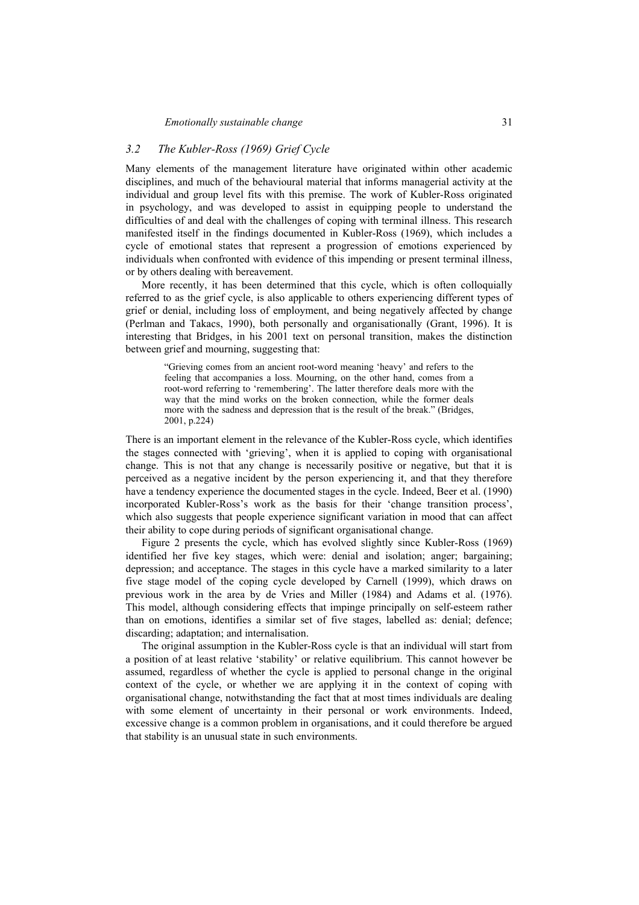### *3.2 The Kubler-Ross (1969) Grief Cycle*

Many elements of the management literature have originated within other academic disciplines, and much of the behavioural material that informs managerial activity at the individual and group level fits with this premise. The work of Kubler-Ross originated in psychology, and was developed to assist in equipping people to understand the difficulties of and deal with the challenges of coping with terminal illness. This research manifested itself in the findings documented in Kubler-Ross (1969), which includes a cycle of emotional states that represent a progression of emotions experienced by individuals when confronted with evidence of this impending or present terminal illness, or by others dealing with bereavement.

More recently, it has been determined that this cycle, which is often colloquially referred to as the grief cycle, is also applicable to others experiencing different types of grief or denial, including loss of employment, and being negatively affected by change (Perlman and Takacs, 1990), both personally and organisationally (Grant, 1996). It is interesting that Bridges, in his 2001 text on personal transition, makes the distinction between grief and mourning, suggesting that:

> "Grieving comes from an ancient root-word meaning 'heavy' and refers to the feeling that accompanies a loss. Mourning, on the other hand, comes from a root-word referring to 'remembering'. The latter therefore deals more with the way that the mind works on the broken connection, while the former deals more with the sadness and depression that is the result of the break." (Bridges, 2001, p.224)

There is an important element in the relevance of the Kubler-Ross cycle, which identifies the stages connected with 'grieving', when it is applied to coping with organisational change. This is not that any change is necessarily positive or negative, but that it is perceived as a negative incident by the person experiencing it, and that they therefore have a tendency experience the documented stages in the cycle. Indeed, Beer et al. (1990) incorporated Kubler-Ross's work as the basis for their 'change transition process', which also suggests that people experience significant variation in mood that can affect their ability to cope during periods of significant organisational change.

Figure 2 presents the cycle, which has evolved slightly since Kubler-Ross (1969) identified her five key stages, which were: denial and isolation; anger; bargaining; depression; and acceptance. The stages in this cycle have a marked similarity to a later five stage model of the coping cycle developed by Carnell (1999), which draws on previous work in the area by de Vries and Miller (1984) and Adams et al. (1976). This model, although considering effects that impinge principally on self-esteem rather than on emotions, identifies a similar set of five stages, labelled as: denial; defence; discarding; adaptation; and internalisation.

The original assumption in the Kubler-Ross cycle is that an individual will start from a position of at least relative 'stability' or relative equilibrium. This cannot however be assumed, regardless of whether the cycle is applied to personal change in the original context of the cycle, or whether we are applying it in the context of coping with organisational change, notwithstanding the fact that at most times individuals are dealing with some element of uncertainty in their personal or work environments. Indeed, excessive change is a common problem in organisations, and it could therefore be argued that stability is an unusual state in such environments.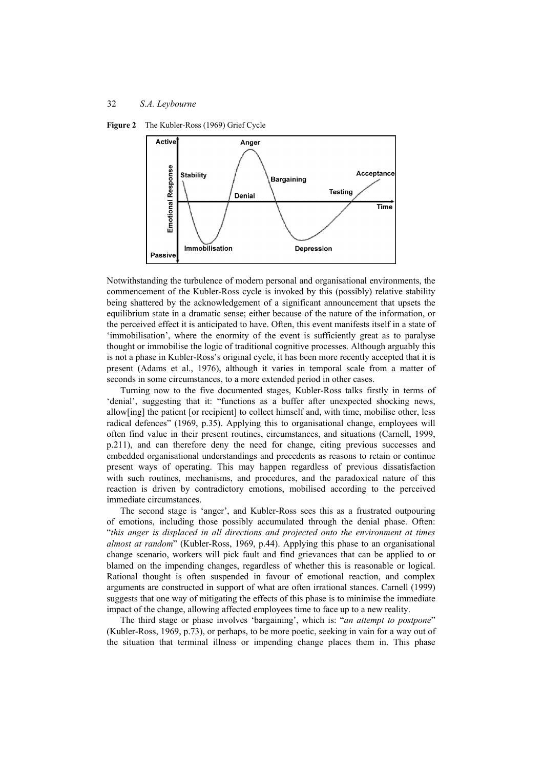**Figure 2** The Kubler-Ross (1969) Grief Cycle

Active
Passive
Emotional Response
Time
Stability
Immobilisation
Denial
Anger
Bargaining
Depression
Testing
Acceptance

Notwithstanding the turbulence of modern personal and organisational environments, the commencement of the Kubler-Ross cycle is invoked by this (possibly) relative stability being shattered by the acknowledgement of a significant announcement that upsets the equilibrium state in a dramatic sense; either because of the nature of the information, or the perceived effect it is anticipated to have. Often, this event manifests itself in a state of 'immobilisation', where the enormity of the event is sufficiently great as to paralyse thought or immobilise the logic of traditional cognitive processes. Although arguably this is not a phase in Kubler-Ross's original cycle, it has been more recently accepted that it is present (Adams et al., 1976), although it varies in temporal scale from a matter of seconds in some circumstances, to a more extended period in other cases.

Turning now to the five documented stages, Kubler-Ross talks firstly in terms of 'denial', suggesting that it: "functions as a buffer after unexpected shocking news, allow[ing] the patient [or recipient] to collect himself and, with time, mobilise other, less radical defences" (1969, p.35). Applying this to organisational change, employees will often find value in their present routines, circumstances, and situations (Carnell, 1999, p.211), and can therefore deny the need for change, citing previous successes and embedded organisational understandings and precedents as reasons to retain or continue present ways of operating. This may happen regardless of previous dissatisfaction with such routines, mechanisms, and procedures, and the paradoxical nature of this reaction is driven by contradictory emotions, mobilised according to the perceived immediate circumstances.

The second stage is 'anger', and Kubler-Ross sees this as a frustrated outpouring of emotions, including those possibly accumulated through the denial phase. Often: "*this anger is displaced in all directions and projected onto the environment at times almost at random*" (Kubler-Ross, 1969, p.44). Applying this phase to an organisational change scenario, workers will pick fault and find grievances that can be applied to or blamed on the impending changes, regardless of whether this is reasonable or logical. Rational thought is often suspended in favour of emotional reaction, and complex arguments are constructed in support of what are often irrational stances. Carnell (1999) suggests that one way of mitigating the effects of this phase is to minimise the immediate impact of the change, allowing affected employees time to face up to a new reality.

The third stage or phase involves 'bargaining', which is: "*an attempt to postpone*" (Kubler-Ross, 1969, p.73), or perhaps, to be more poetic, seeking in vain for a way out of the situation that terminal illness or impending change places them in. This phase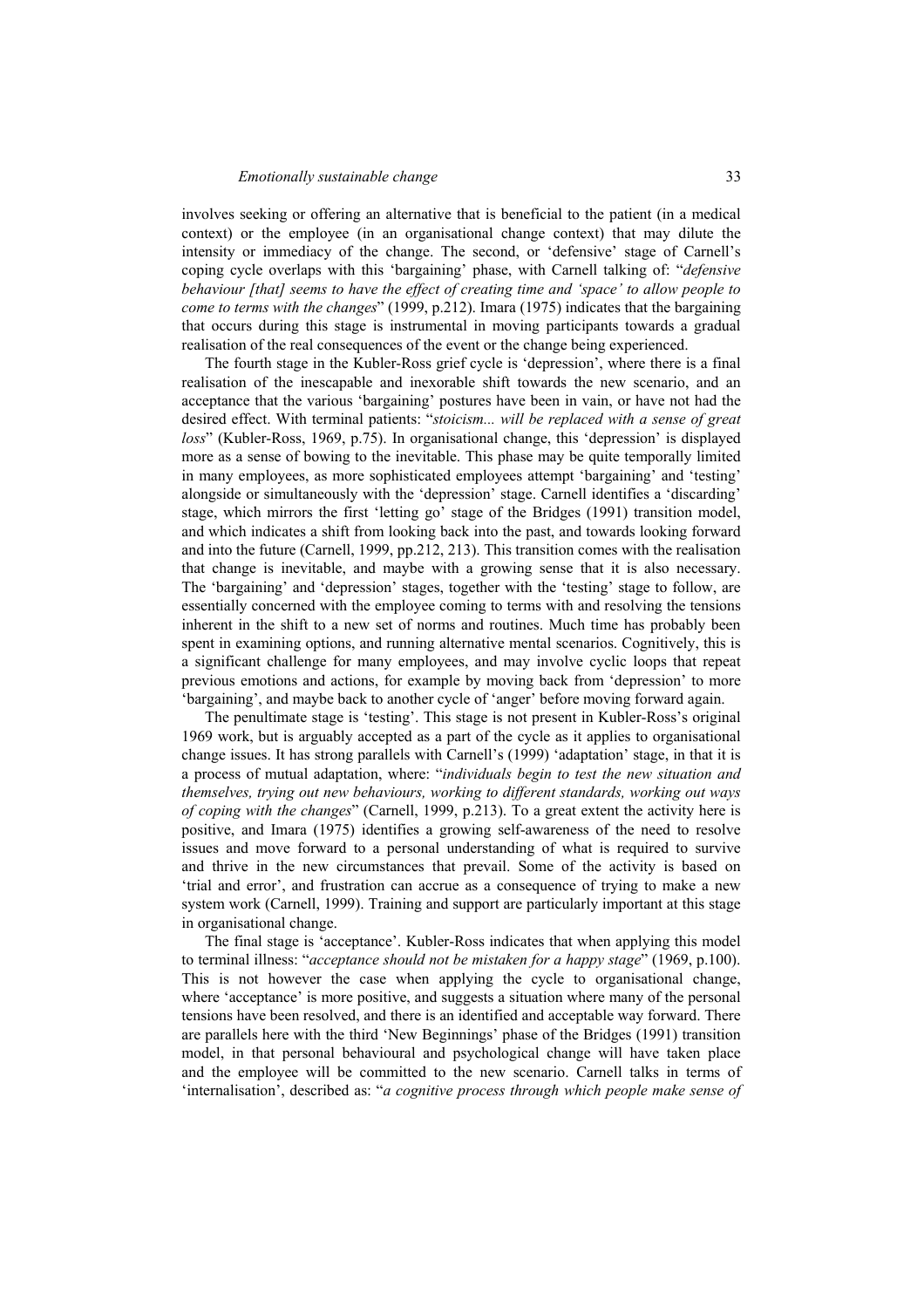involves seeking or offering an alternative that is beneficial to the patient (in a medical context) or the employee (in an organisational change context) that may dilute the intensity or immediacy of the change. The second, or 'defensive' stage of Carnell's coping cycle overlaps with this 'bargaining' phase, with Carnell talking of: "*defensive behaviour [that] seems to have the effect of creating time and 'space' to allow people to come to terms with the changes*" (1999, p.212). Imara (1975) indicates that the bargaining that occurs during this stage is instrumental in moving participants towards a gradual realisation of the real consequences of the event or the change being experienced.

The fourth stage in the Kubler-Ross grief cycle is 'depression', where there is a final realisation of the inescapable and inexorable shift towards the new scenario, and an acceptance that the various 'bargaining' postures have been in vain, or have not had the desired effect. With terminal patients: "*stoicism... will be replaced with a sense of great loss*" (Kubler-Ross, 1969, p.75). In organisational change, this 'depression' is displayed more as a sense of bowing to the inevitable. This phase may be quite temporally limited in many employees, as more sophisticated employees attempt 'bargaining' and 'testing' alongside or simultaneously with the 'depression' stage. Carnell identifies a 'discarding' stage, which mirrors the first 'letting go' stage of the Bridges (1991) transition model, and which indicates a shift from looking back into the past, and towards looking forward and into the future (Carnell, 1999, pp.212, 213). This transition comes with the realisation that change is inevitable, and maybe with a growing sense that it is also necessary. The 'bargaining' and 'depression' stages, together with the 'testing' stage to follow, are essentially concerned with the employee coming to terms with and resolving the tensions inherent in the shift to a new set of norms and routines. Much time has probably been spent in examining options, and running alternative mental scenarios. Cognitively, this is a significant challenge for many employees, and may involve cyclic loops that repeat previous emotions and actions, for example by moving back from 'depression' to more 'bargaining', and maybe back to another cycle of 'anger' before moving forward again.

The penultimate stage is 'testing'. This stage is not present in Kubler-Ross's original 1969 work, but is arguably accepted as a part of the cycle as it applies to organisational change issues. It has strong parallels with Carnell's (1999) 'adaptation' stage, in that it is a process of mutual adaptation, where: "*individuals begin to test the new situation and themselves, trying out new behaviours, working to different standards, working out ways of coping with the changes*" (Carnell, 1999, p.213). To a great extent the activity here is positive, and Imara (1975) identifies a growing self-awareness of the need to resolve issues and move forward to a personal understanding of what is required to survive and thrive in the new circumstances that prevail. Some of the activity is based on 'trial and error', and frustration can accrue as a consequence of trying to make a new system work (Carnell, 1999). Training and support are particularly important at this stage in organisational change.

The final stage is 'acceptance'. Kubler-Ross indicates that when applying this model to terminal illness: "*acceptance should not be mistaken for a happy stage*" (1969, p.100). This is not however the case when applying the cycle to organisational change, where 'acceptance' is more positive, and suggests a situation where many of the personal tensions have been resolved, and there is an identified and acceptable way forward. There are parallels here with the third 'New Beginnings' phase of the Bridges (1991) transition model, in that personal behavioural and psychological change will have taken place and the employee will be committed to the new scenario. Carnell talks in terms of 'internalisation', described as: "*a cognitive process through which people make sense of*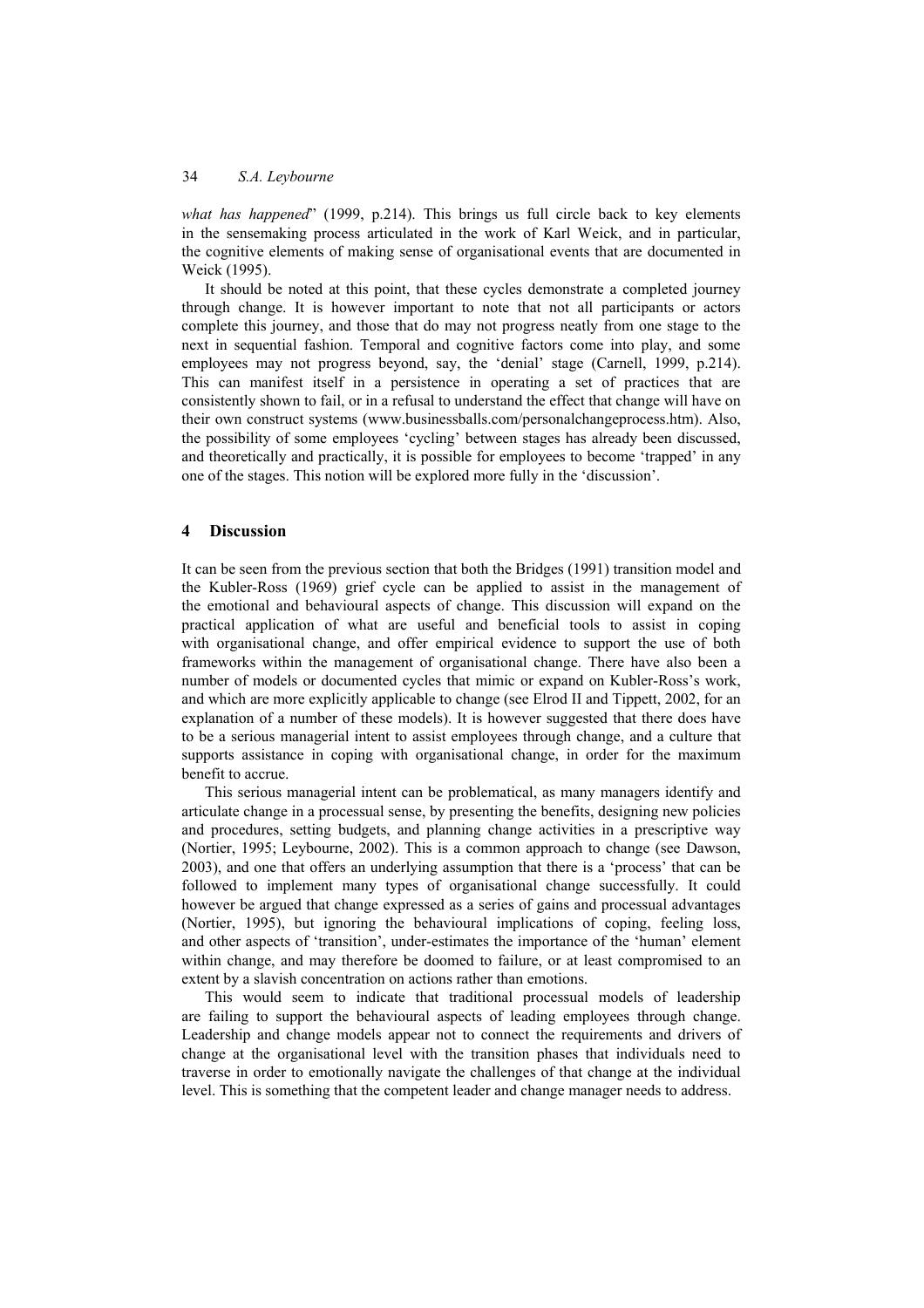*what has happened*" (1999, p.214). This brings us full circle back to key elements in the sensemaking process articulated in the work of Karl Weick, and in particular, the cognitive elements of making sense of organisational events that are documented in Weick (1995).

It should be noted at this point, that these cycles demonstrate a completed journey through change. It is however important to note that not all participants or actors complete this journey, and those that do may not progress neatly from one stage to the next in sequential fashion. Temporal and cognitive factors come into play, and some employees may not progress beyond, say, the 'denial' stage (Carnell, 1999, p.214). This can manifest itself in a persistence in operating a set of practices that are consistently shown to fail, or in a refusal to understand the effect that change will have on their own construct systems (www.businessballs.com/personalchangeprocess.htm). Also, the possibility of some employees 'cycling' between stages has already been discussed, and theoretically and practically, it is possible for employees to become 'trapped' in any one of the stages. This notion will be explored more fully in the 'discussion'.

## 4 Discussion

It can be seen from the previous section that both the Bridges (1991) transition model and the Kubler-Ross (1969) grief cycle can be applied to assist in the management of the emotional and behavioural aspects of change. This discussion will expand on the practical application of what are useful and beneficial tools to assist in coping with organisational change, and offer empirical evidence to support the use of both frameworks within the management of organisational change. There have also been a number of models or documented cycles that mimic or expand on Kubler-Ross's work, and which are more explicitly applicable to change (see Elrod II and Tippett, 2002, for an explanation of a number of these models). It is however suggested that there does have to be a serious managerial intent to assist employees through change, and a culture that supports assistance in coping with organisational change, in order for the maximum benefit to accrue.

This serious managerial intent can be problematical, as many managers identify and articulate change in a processual sense, by presenting the benefits, designing new policies and procedures, setting budgets, and planning change activities in a prescriptive way (Nortier, 1995; Leybourne, 2002). This is a common approach to change (see Dawson, 2003), and one that offers an underlying assumption that there is a 'process' that can be followed to implement many types of organisational change successfully. It could however be argued that change expressed as a series of gains and processual advantages (Nortier, 1995), but ignoring the behavioural implications of coping, feeling loss, and other aspects of 'transition', under-estimates the importance of the 'human' element within change, and may therefore be doomed to failure, or at least compromised to an extent by a slavish concentration on actions rather than emotions.

This would seem to indicate that traditional processual models of leadership are failing to support the behavioural aspects of leading employees through change. Leadership and change models appear not to connect the requirements and drivers of change at the organisational level with the transition phases that individuals need to traverse in order to emotionally navigate the challenges of that change at the individual level. This is something that the competent leader and change manager needs to address.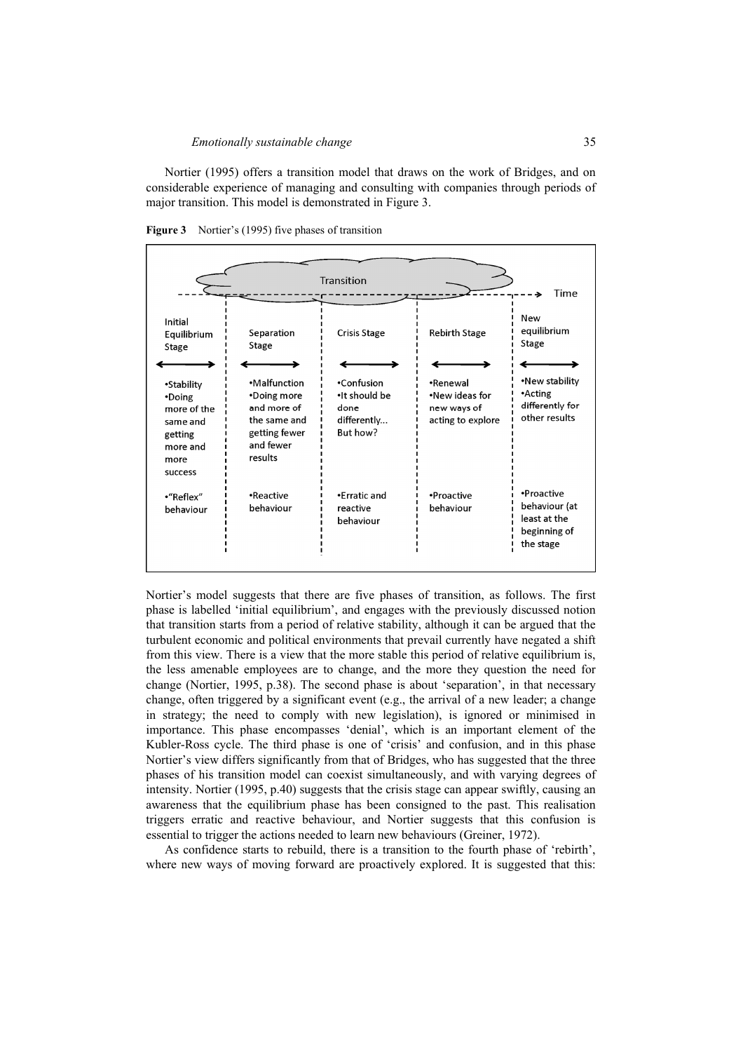Nortier (1995) offers a transition model that draws on the work of Bridges, and on considerable experience of managing and consulting with companies through periods of major transition. This model is demonstrated in Figure 3.

**Figure 3** Nortier's (1995) five phases of transition

Transition → Time

| Initial Equilibrium Stage | Separation Stage | Crisis Stage | Rebirth Stage | New equilibrium Stage |
|---|---|---|---|---|
| •Stability •Doing more of the same and getting more and more success | •Malfunction •Doing more and more of the same and getting fewer and fewer results | •Confusion •It should be done differently... But how? | •Renewal •New ideas for new ways of acting to explore | •New stability •Acting differently for other results |
| •"Reflex" behaviour | •Reactive behaviour | •Erratic and reactive behaviour | •Proactive behaviour | •Proactive behaviour (at least at the beginning of the stage |

Nortier's model suggests that there are five phases of transition, as follows. The first phase is labelled 'initial equilibrium', and engages with the previously discussed notion that transition starts from a period of relative stability, although it can be argued that the turbulent economic and political environments that prevail currently have negated a shift from this view. There is a view that the more stable this period of relative equilibrium is, the less amenable employees are to change, and the more they question the need for change (Nortier, 1995, p.38). The second phase is about 'separation', in that necessary change, often triggered by a significant event (e.g., the arrival of a new leader; a change in strategy; the need to comply with new legislation), is ignored or minimised in importance. This phase encompasses 'denial', which is an important element of the Kubler-Ross cycle. The third phase is one of 'crisis' and confusion, and in this phase Nortier's view differs significantly from that of Bridges, who has suggested that the three phases of his transition model can coexist simultaneously, and with varying degrees of intensity. Nortier (1995, p.40) suggests that the crisis stage can appear swiftly, causing an awareness that the equilibrium phase has been consigned to the past. This realisation triggers erratic and reactive behaviour, and Nortier suggests that this confusion is essential to trigger the actions needed to learn new behaviours (Greiner, 1972).

As confidence starts to rebuild, there is a transition to the fourth phase of 'rebirth', where new ways of moving forward are proactively explored. It is suggested that this: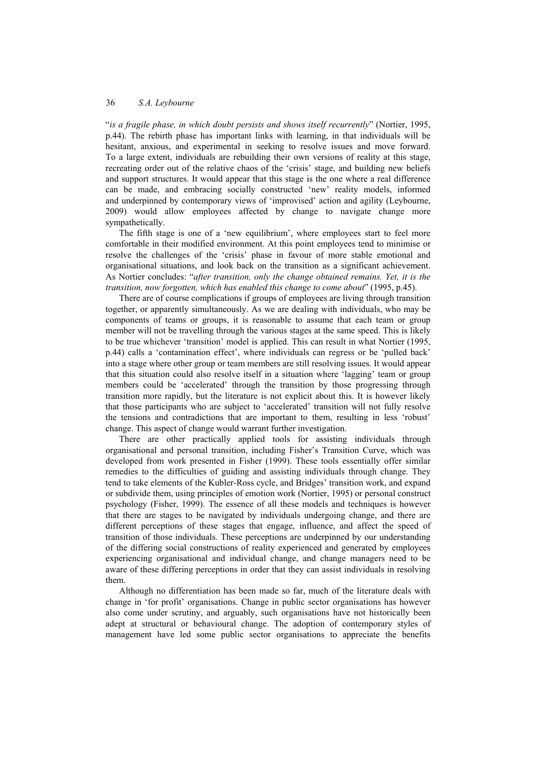"*is a fragile phase, in which doubt persists and shows itself recurrently*" (Nortier, 1995, p.44). The rebirth phase has important links with learning, in that individuals will be hesitant, anxious, and experimental in seeking to resolve issues and move forward. To a large extent, individuals are rebuilding their own versions of reality at this stage, recreating order out of the relative chaos of the 'crisis' stage, and building new beliefs and support structures. It would appear that this stage is the one where a real difference can be made, and embracing socially constructed 'new' reality models, informed and underpinned by contemporary views of 'improvised' action and agility (Leybourne, 2009) would allow employees affected by change to navigate change more sympathetically.

The fifth stage is one of a 'new equilibrium', where employees start to feel more comfortable in their modified environment. At this point employees tend to minimise or resolve the challenges of the 'crisis' phase in favour of more stable emotional and organisational situations, and look back on the transition as a significant achievement. As Nortier concludes: "*after transition, only the change obtained remains. Yet, it is the transition, now forgotten, which has enabled this change to come about*" (1995, p.45).

There are of course complications if groups of employees are living through transition together, or apparently simultaneously. As we are dealing with individuals, who may be components of teams or groups, it is reasonable to assume that each team or group member will not be travelling through the various stages at the same speed. This is likely to be true whichever 'transition' model is applied. This can result in what Nortier (1995, p.44) calls a 'contamination effect', where individuals can regress or be 'pulled back' into a stage where other group or team members are still resolving issues. It would appear that this situation could also resolve itself in a situation where 'lagging' team or group members could be 'accelerated' through the transition by those progressing through transition more rapidly, but the literature is not explicit about this. It is however likely that those participants who are subject to 'accelerated' transition will not fully resolve the tensions and contradictions that are important to them, resulting in less 'robust' change. This aspect of change would warrant further investigation.

There are other practically applied tools for assisting individuals through organisational and personal transition, including Fisher's Transition Curve, which was developed from work presented in Fisher (1999). These tools essentially offer similar remedies to the difficulties of guiding and assisting individuals through change. They tend to take elements of the Kubler-Ross cycle, and Bridges' transition work, and expand or subdivide them, using principles of emotion work (Nortier, 1995) or personal construct psychology (Fisher, 1999). The essence of all these models and techniques is however that there are stages to be navigated by individuals undergoing change, and there are different perceptions of these stages that engage, influence, and affect the speed of transition of those individuals. These perceptions are underpinned by our understanding of the differing social constructions of reality experienced and generated by employees experiencing organisational and individual change, and change managers need to be aware of these differing perceptions in order that they can assist individuals in resolving them.

Although no differentiation has been made so far, much of the literature deals with change in 'for profit' organisations. Change in public sector organisations has however also come under scrutiny, and arguably, such organisations have not historically been adept at structural or behavioural change. The adoption of contemporary styles of management have led some public sector organisations to appreciate the benefits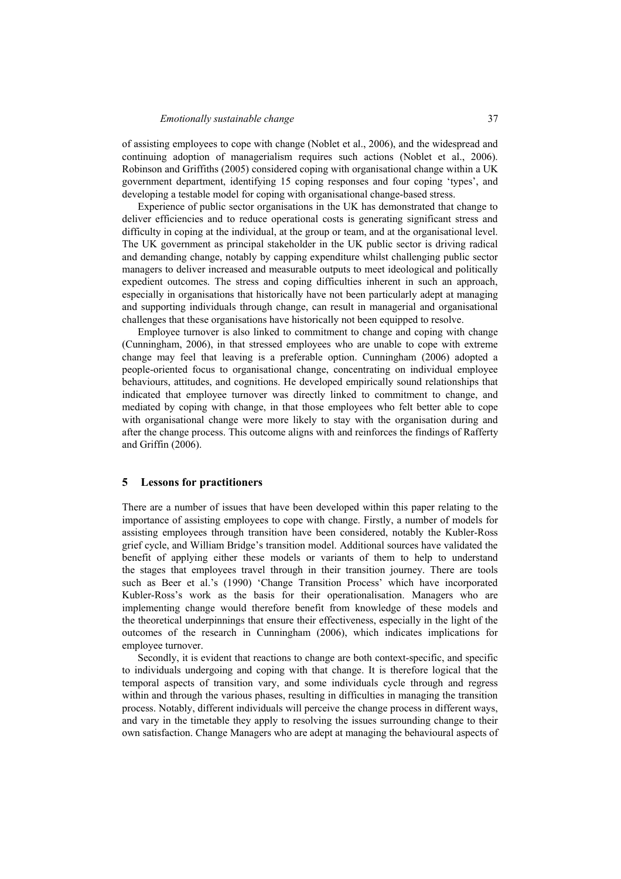of assisting employees to cope with change (Noblet et al., 2006), and the widespread and continuing adoption of managerialism requires such actions (Noblet et al., 2006). Robinson and Griffiths (2005) considered coping with organisational change within a UK government department, identifying 15 coping responses and four coping 'types', and developing a testable model for coping with organisational change-based stress.

Experience of public sector organisations in the UK has demonstrated that change to deliver efficiencies and to reduce operational costs is generating significant stress and difficulty in coping at the individual, at the group or team, and at the organisational level. The UK government as principal stakeholder in the UK public sector is driving radical and demanding change, notably by capping expenditure whilst challenging public sector managers to deliver increased and measurable outputs to meet ideological and politically expedient outcomes. The stress and coping difficulties inherent in such an approach, especially in organisations that historically have not been particularly adept at managing and supporting individuals through change, can result in managerial and organisational challenges that these organisations have historically not been equipped to resolve.

Employee turnover is also linked to commitment to change and coping with change (Cunningham, 2006), in that stressed employees who are unable to cope with extreme change may feel that leaving is a preferable option. Cunningham (2006) adopted a people-oriented focus to organisational change, concentrating on individual employee behaviours, attitudes, and cognitions. He developed empirically sound relationships that indicated that employee turnover was directly linked to commitment to change, and mediated by coping with change, in that those employees who felt better able to cope with organisational change were more likely to stay with the organisation during and after the change process. This outcome aligns with and reinforces the findings of Rafferty and Griffin (2006).

## 5 Lessons for practitioners

There are a number of issues that have been developed within this paper relating to the importance of assisting employees to cope with change. Firstly, a number of models for assisting employees through transition have been considered, notably the Kubler-Ross grief cycle, and William Bridge's transition model. Additional sources have validated the benefit of applying either these models or variants of them to help to understand the stages that employees travel through in their transition journey. There are tools such as Beer et al.'s (1990) 'Change Transition Process' which have incorporated Kubler-Ross's work as the basis for their operationalisation. Managers who are implementing change would therefore benefit from knowledge of these models and the theoretical underpinnings that ensure their effectiveness, especially in the light of the outcomes of the research in Cunningham (2006), which indicates implications for employee turnover.

Secondly, it is evident that reactions to change are both context-specific, and specific to individuals undergoing and coping with that change. It is therefore logical that the temporal aspects of transition vary, and some individuals cycle through and regress within and through the various phases, resulting in difficulties in managing the transition process. Notably, different individuals will perceive the change process in different ways, and vary in the timetable they apply to resolving the issues surrounding change to their own satisfaction. Change Managers who are adept at managing the behavioural aspects of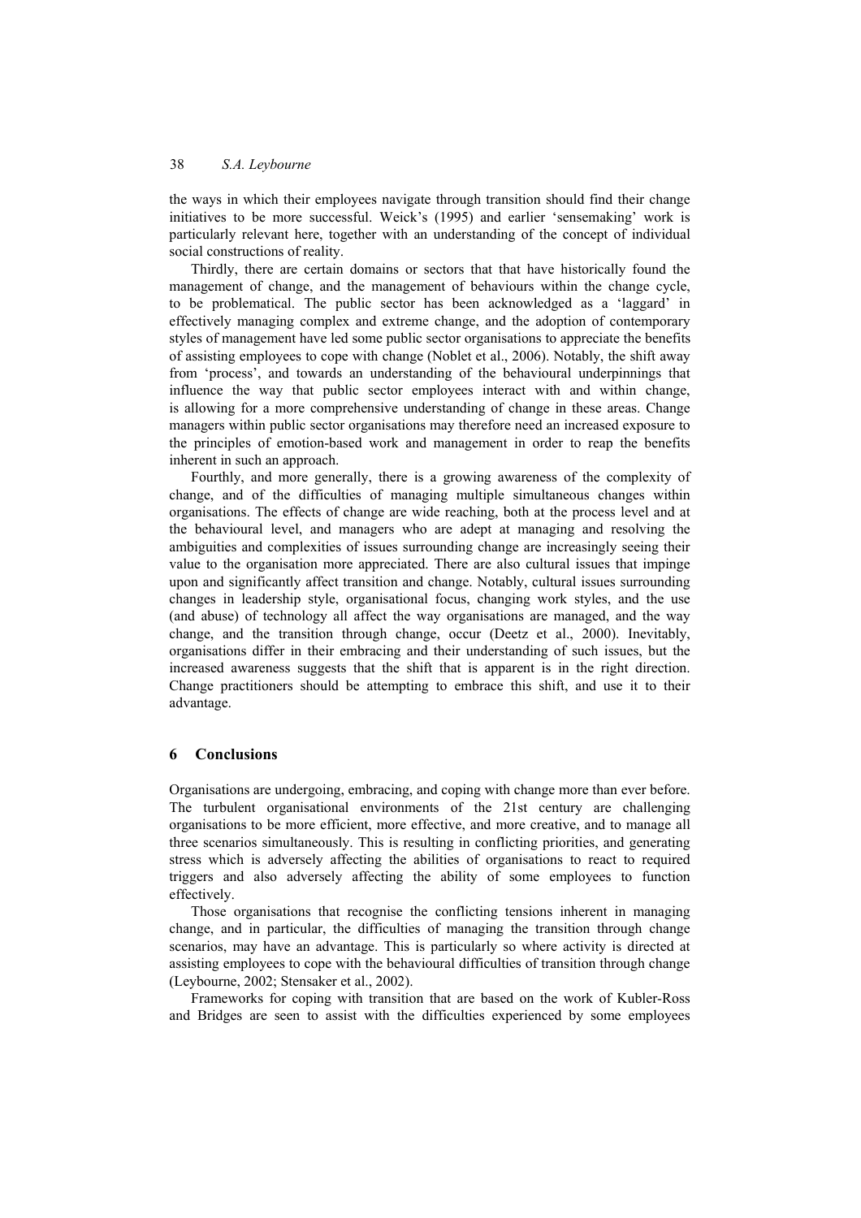the ways in which their employees navigate through transition should find their change initiatives to be more successful. Weick's (1995) and earlier 'sensemaking' work is particularly relevant here, together with an understanding of the concept of individual social constructions of reality.

Thirdly, there are certain domains or sectors that that have historically found the management of change, and the management of behaviours within the change cycle, to be problematical. The public sector has been acknowledged as a 'laggard' in effectively managing complex and extreme change, and the adoption of contemporary styles of management have led some public sector organisations to appreciate the benefits of assisting employees to cope with change (Noblet et al., 2006). Notably, the shift away from 'process', and towards an understanding of the behavioural underpinnings that influence the way that public sector employees interact with and within change, is allowing for a more comprehensive understanding of change in these areas. Change managers within public sector organisations may therefore need an increased exposure to the principles of emotion-based work and management in order to reap the benefits inherent in such an approach.

Fourthly, and more generally, there is a growing awareness of the complexity of change, and of the difficulties of managing multiple simultaneous changes within organisations. The effects of change are wide reaching, both at the process level and at the behavioural level, and managers who are adept at managing and resolving the ambiguities and complexities of issues surrounding change are increasingly seeing their value to the organisation more appreciated. There are also cultural issues that impinge upon and significantly affect transition and change. Notably, cultural issues surrounding changes in leadership style, organisational focus, changing work styles, and the use (and abuse) of technology all affect the way organisations are managed, and the way change, and the transition through change, occur (Deetz et al., 2000). Inevitably, organisations differ in their embracing and their understanding of such issues, but the increased awareness suggests that the shift that is apparent is in the right direction. Change practitioners should be attempting to embrace this shift, and use it to their advantage.

## 6 Conclusions

Organisations are undergoing, embracing, and coping with change more than ever before. The turbulent organisational environments of the 21st century are challenging organisations to be more efficient, more effective, and more creative, and to manage all three scenarios simultaneously. This is resulting in conflicting priorities, and generating stress which is adversely affecting the abilities of organisations to react to required triggers and also adversely affecting the ability of some employees to function effectively.

Those organisations that recognise the conflicting tensions inherent in managing change, and in particular, the difficulties of managing the transition through change scenarios, may have an advantage. This is particularly so where activity is directed at assisting employees to cope with the behavioural difficulties of transition through change (Leybourne, 2002; Stensaker et al., 2002).

Frameworks for coping with transition that are based on the work of Kubler-Ross and Bridges are seen to assist with the difficulties experienced by some employees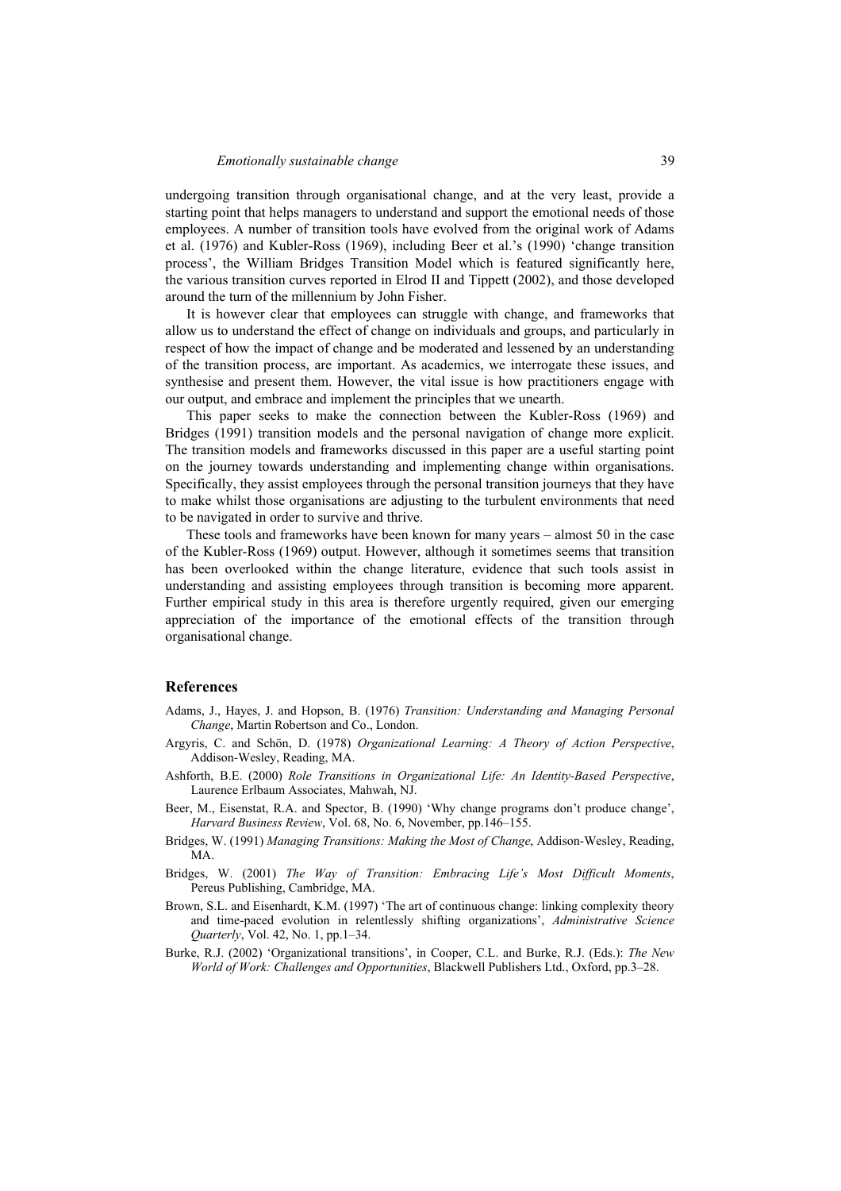undergoing transition through organisational change, and at the very least, provide a starting point that helps managers to understand and support the emotional needs of those employees. A number of transition tools have evolved from the original work of Adams et al. (1976) and Kubler-Ross (1969), including Beer et al.'s (1990) 'change transition process', the William Bridges Transition Model which is featured significantly here, the various transition curves reported in Elrod II and Tippett (2002), and those developed around the turn of the millennium by John Fisher.

It is however clear that employees can struggle with change, and frameworks that allow us to understand the effect of change on individuals and groups, and particularly in respect of how the impact of change and be moderated and lessened by an understanding of the transition process, are important. As academics, we interrogate these issues, and synthesise and present them. However, the vital issue is how practitioners engage with our output, and embrace and implement the principles that we unearth.

This paper seeks to make the connection between the Kubler-Ross (1969) and Bridges (1991) transition models and the personal navigation of change more explicit. The transition models and frameworks discussed in this paper are a useful starting point on the journey towards understanding and implementing change within organisations. Specifically, they assist employees through the personal transition journeys that they have to make whilst those organisations are adjusting to the turbulent environments that need to be navigated in order to survive and thrive.

These tools and frameworks have been known for many years – almost 50 in the case of the Kubler-Ross (1969) output. However, although it sometimes seems that transition has been overlooked within the change literature, evidence that such tools assist in understanding and assisting employees through transition is becoming more apparent. Further empirical study in this area is therefore urgently required, given our emerging appreciation of the importance of the emotional effects of the transition through organisational change.

## References

Adams, J., Hayes, J. and Hopson, B. (1976) *Transition: Understanding and Managing Personal Change*, Martin Robertson and Co., London.

Argyris, C. and Schön, D. (1978) *Organizational Learning: A Theory of Action Perspective*, Addison-Wesley, Reading, MA.

Ashforth, B.E. (2000) *Role Transitions in Organizational Life: An Identity-Based Perspective*, Laurence Erlbaum Associates, Mahwah, NJ.

Beer, M., Eisenstat, R.A. and Spector, B. (1990) 'Why change programs don't produce change', *Harvard Business Review*, Vol. 68, No. 6, November, pp.146–155.

Bridges, W. (1991) *Managing Transitions: Making the Most of Change*, Addison-Wesley, Reading, MA.

Bridges, W. (2001) *The Way of Transition: Embracing Life's Most Difficult Moments*, Pereus Publishing, Cambridge, MA.

Brown, S.L. and Eisenhardt, K.M. (1997) 'The art of continuous change: linking complexity theory and time-paced evolution in relentlessly shifting organizations', *Administrative Science Quarterly*, Vol. 42, No. 1, pp.1–34.

Burke, R.J. (2002) 'Organizational transitions', in Cooper, C.L. and Burke, R.J. (Eds.): *The New World of Work: Challenges and Opportunities*, Blackwell Publishers Ltd., Oxford, pp.3–28.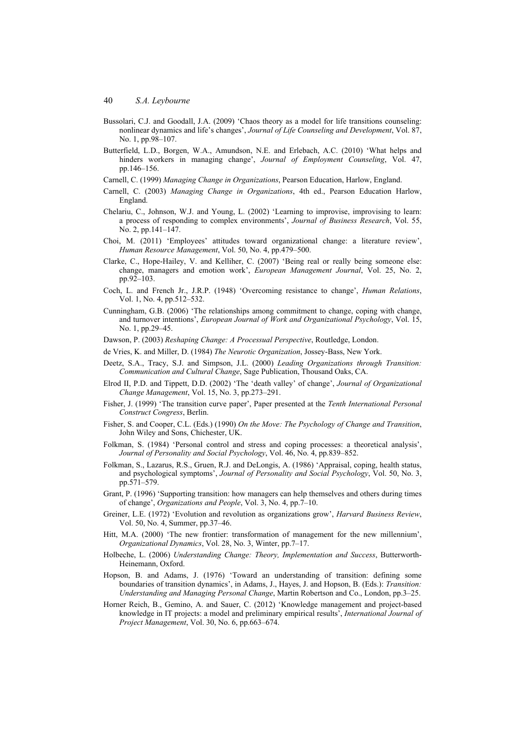Bussolari, C.J. and Goodall, J.A. (2009) 'Chaos theory as a model for life transitions counseling: nonlinear dynamics and life's changes', *Journal of Life Counseling and Development*, Vol. 87, No. 1, pp.98–107.

Butterfield, L.D., Borgen, W.A., Amundson, N.E. and Erlebach, A.C. (2010) 'What helps and hinders workers in managing change', *Journal of Employment Counseling*, Vol. 47, pp.146–156.

Carnell, C. (1999) *Managing Change in Organizations*, Pearson Education, Harlow, England.

Carnell, C. (2003) *Managing Change in Organizations*, 4th ed., Pearson Education Harlow, England.

Chelariu, C., Johnson, W.J. and Young, L. (2002) 'Learning to improvise, improvising to learn: a process of responding to complex environments', *Journal of Business Research*, Vol. 55, No. 2, pp.141–147.

Choi, M. (2011) 'Employees' attitudes toward organizational change: a literature review', *Human Resource Management*, Vol. 50, No. 4, pp.479–500.

Clarke, C., Hope-Hailey, V. and Kelliher, C. (2007) 'Being real or really being someone else: change, managers and emotion work', *European Management Journal*, Vol. 25, No. 2, pp.92–103.

Coch, L. and French Jr., J.R.P. (1948) 'Overcoming resistance to change', *Human Relations*, Vol. 1, No. 4, pp.512–532.

Cunningham, G.B. (2006) 'The relationships among commitment to change, coping with change, and turnover intentions', *European Journal of Work and Organizational Psychology*, Vol. 15, No. 1, pp.29–45.

Dawson, P. (2003) *Reshaping Change: A Processual Perspective*, Routledge, London.

de Vries, K. and Miller, D. (1984) *The Neurotic Organization*, Jossey-Bass, New York.

Deetz, S.A., Tracy, S.J. and Simpson, J.L. (2000) *Leading Organizations through Transition: Communication and Cultural Change*, Sage Publication, Thousand Oaks, CA.

Elrod II, P.D. and Tippett, D.D. (2002) 'The 'death valley' of change', *Journal of Organizational Change Management*, Vol. 15, No. 3, pp.273–291.

Fisher, J. (1999) 'The transition curve paper', Paper presented at the *Tenth International Personal Construct Congress*, Berlin.

Fisher, S. and Cooper, C.L. (Eds.) (1990) *On the Move: The Psychology of Change and Transition*, John Wiley and Sons, Chichester, UK.

Folkman, S. (1984) 'Personal control and stress and coping processes: a theoretical analysis', *Journal of Personality and Social Psychology*, Vol. 46, No. 4, pp.839–852.

Folkman, S., Lazarus, R.S., Gruen, R.J. and DeLongis, A. (1986) 'Appraisal, coping, health status, and psychological symptoms', *Journal of Personality and Social Psychology*, Vol. 50, No. 3, pp.571–579.

Grant, P. (1996) 'Supporting transition: how managers can help themselves and others during times of change', *Organizations and People*, Vol. 3, No. 4, pp.7–10.

Greiner, L.E. (1972) 'Evolution and revolution as organizations grow', *Harvard Business Review*, Vol. 50, No. 4, Summer, pp.37–46.

Hitt, M.A. (2000) 'The new frontier: transformation of management for the new millennium', *Organizational Dynamics*, Vol. 28, No. 3, Winter, pp.7–17.

Holbeche, L. (2006) *Understanding Change: Theory, Implementation and Success*, Butterworth-Heinemann, Oxford.

Hopson, B. and Adams, J. (1976) 'Toward an understanding of transition: defining some boundaries of transition dynamics', in Adams, J., Hayes, J. and Hopson, B. (Eds.): *Transition: Understanding and Managing Personal Change*, Martin Robertson and Co., London, pp.3–25.

Horner Reich, B., Gemino, A. and Sauer, C. (2012) 'Knowledge management and project-based knowledge in IT projects: a model and preliminary empirical results', *International Journal of Project Management*, Vol. 30, No. 6, pp.663–674.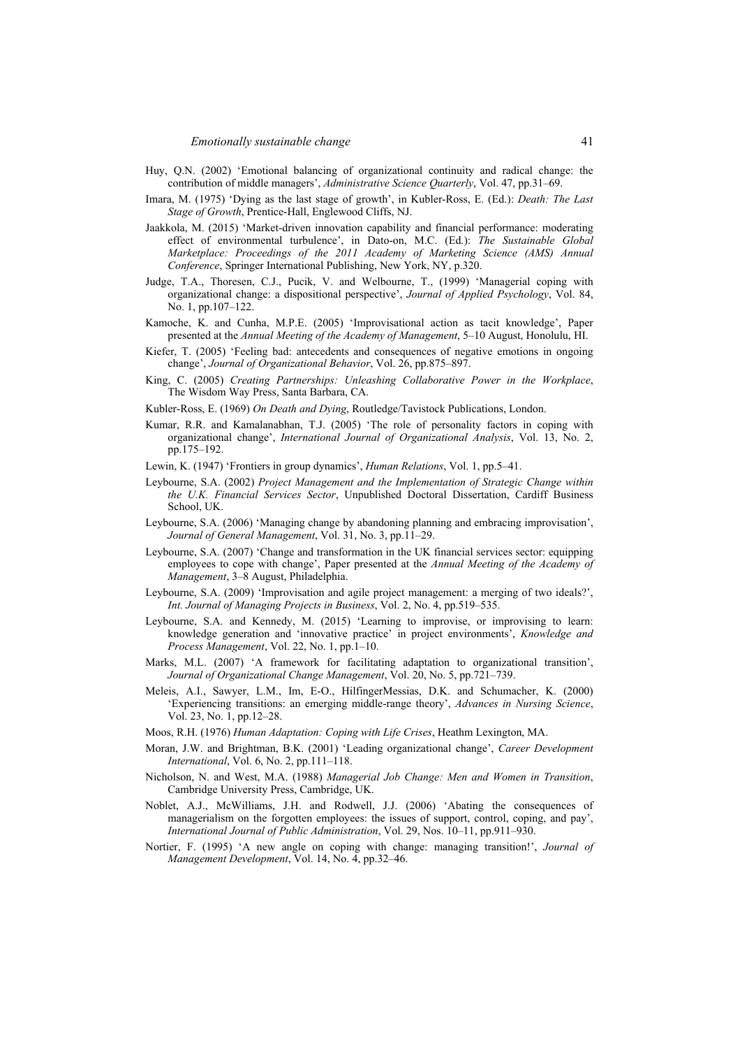Huy, Q.N. (2002) 'Emotional balancing of organizational continuity and radical change: the contribution of middle managers', *Administrative Science Quarterly*, Vol. 47, pp.31–69.

Imara, M. (1975) 'Dying as the last stage of growth', in Kubler-Ross, E. (Ed.): *Death: The Last Stage of Growth*, Prentice-Hall, Englewood Cliffs, NJ.

Jaakkola, M. (2015) 'Market-driven innovation capability and financial performance: moderating effect of environmental turbulence', in Dato-on, M.C. (Ed.): *The Sustainable Global Marketplace: Proceedings of the 2011 Academy of Marketing Science (AMS) Annual Conference*, Springer International Publishing, New York, NY, p.320.

Judge, T.A., Thoresen, C.J., Pucik, V. and Welbourne, T., (1999) 'Managerial coping with organizational change: a dispositional perspective', *Journal of Applied Psychology*, Vol. 84, No. 1, pp.107–122.

Kamoche, K. and Cunha, M.P.E. (2005) 'Improvisational action as tacit knowledge', Paper presented at the *Annual Meeting of the Academy of Management*, 5–10 August, Honolulu, HI.

Kiefer, T. (2005) 'Feeling bad: antecedents and consequences of negative emotions in ongoing change', *Journal of Organizational Behavior*, Vol. 26, pp.875–897.

King, C. (2005) *Creating Partnerships: Unleashing Collaborative Power in the Workplace*, The Wisdom Way Press, Santa Barbara, CA.

Kubler-Ross, E. (1969) *On Death and Dying*, Routledge/Tavistock Publications, London.

Kumar, R.R. and Kamalanabhan, T.J. (2005) 'The role of personality factors in coping with organizational change', *International Journal of Organizational Analysis*, Vol. 13, No. 2, pp.175–192.

Lewin, K. (1947) 'Frontiers in group dynamics', *Human Relations*, Vol. 1, pp.5–41.

Leybourne, S.A. (2002) *Project Management and the Implementation of Strategic Change within the U.K. Financial Services Sector*, Unpublished Doctoral Dissertation, Cardiff Business School, UK.

Leybourne, S.A. (2006) 'Managing change by abandoning planning and embracing improvisation', *Journal of General Management*, Vol. 31, No. 3, pp.11–29.

Leybourne, S.A. (2007) 'Change and transformation in the UK financial services sector: equipping employees to cope with change', Paper presented at the *Annual Meeting of the Academy of Management*, 3–8 August, Philadelphia.

Leybourne, S.A. (2009) 'Improvisation and agile project management: a merging of two ideals?', *Int. Journal of Managing Projects in Business*, Vol. 2, No. 4, pp.519–535.

Leybourne, S.A. and Kennedy, M. (2015) 'Learning to improvise, or improvising to learn: knowledge generation and 'innovative practice' in project environments', *Knowledge and Process Management*, Vol. 22, No. 1, pp.1–10.

Marks, M.L. (2007) 'A framework for facilitating adaptation to organizational transition', *Journal of Organizational Change Management*, Vol. 20, No. 5, pp.721–739.

Meleis, A.I., Sawyer, L.M., Im, E-O., HilfingerMessias, D.K. and Schumacher, K. (2000) 'Experiencing transitions: an emerging middle-range theory', *Advances in Nursing Science*, Vol. 23, No. 1, pp.12–28.

Moos, R.H. (1976) *Human Adaptation: Coping with Life Crises*, Heathm Lexington, MA.

Moran, J.W. and Brightman, B.K. (2001) 'Leading organizational change', *Career Development International*, Vol. 6, No. 2, pp.111–118.

Nicholson, N. and West, M.A. (1988) *Managerial Job Change: Men and Women in Transition*, Cambridge University Press, Cambridge, UK.

Noblet, A.J., McWilliams, J.H. and Rodwell, J.J. (2006) 'Abating the consequences of managerialism on the forgotten employees: the issues of support, control, coping, and pay', *International Journal of Public Administration*, Vol. 29, Nos. 10–11, pp.911–930.

Nortier, F. (1995) 'A new angle on coping with change: managing transition!', *Journal of Management Development*, Vol. 14, No. 4, pp.32–46.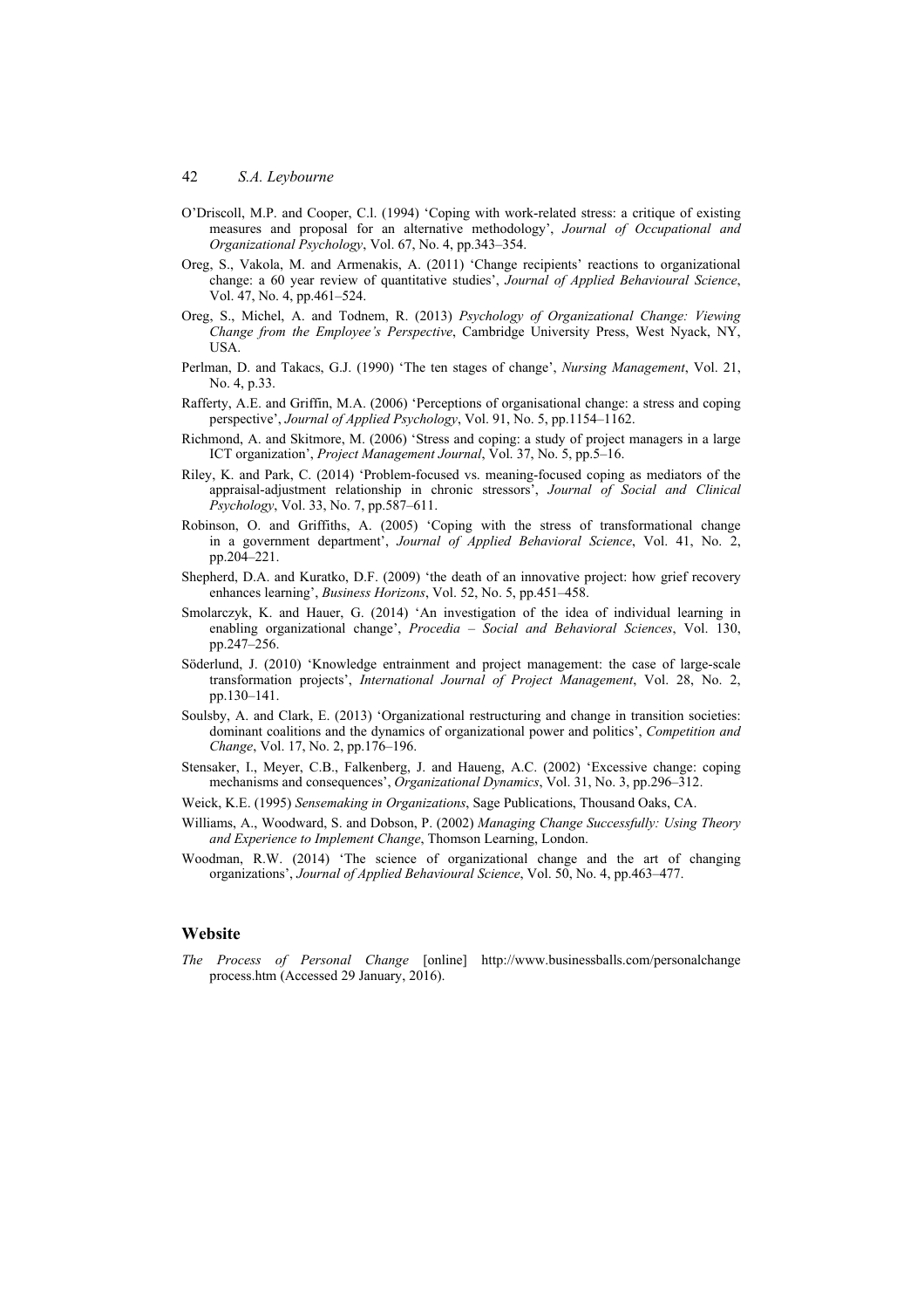O'Driscoll, M.P. and Cooper, C.l. (1994) 'Coping with work-related stress: a critique of existing measures and proposal for an alternative methodology', *Journal of Occupational and Organizational Psychology*, Vol. 67, No. 4, pp.343–354.

Oreg, S., Vakola, M. and Armenakis, A. (2011) 'Change recipients' reactions to organizational change: a 60 year review of quantitative studies', *Journal of Applied Behavioural Science*, Vol. 47, No. 4, pp.461–524.

Oreg, S., Michel, A. and Todnem, R. (2013) *Psychology of Organizational Change: Viewing Change from the Employee's Perspective*, Cambridge University Press, West Nyack, NY, USA.

Perlman, D. and Takacs, G.J. (1990) 'The ten stages of change', *Nursing Management*, Vol. 21, No. 4, p.33.

Rafferty, A.E. and Griffin, M.A. (2006) 'Perceptions of organisational change: a stress and coping perspective', *Journal of Applied Psychology*, Vol. 91, No. 5, pp.1154–1162.

Richmond, A. and Skitmore, M. (2006) 'Stress and coping: a study of project managers in a large ICT organization', *Project Management Journal*, Vol. 37, No. 5, pp.5–16.

Riley, K. and Park, C. (2014) 'Problem-focused vs. meaning-focused coping as mediators of the appraisal-adjustment relationship in chronic stressors', *Journal of Social and Clinical Psychology*, Vol. 33, No. 7, pp.587–611.

Robinson, O. and Griffiths, A. (2005) 'Coping with the stress of transformational change in a government department', *Journal of Applied Behavioral Science*, Vol. 41, No. 2, pp.204–221.

Shepherd, D.A. and Kuratko, D.F. (2009) 'the death of an innovative project: how grief recovery enhances learning', *Business Horizons*, Vol. 52, No. 5, pp.451–458.

Smolarczyk, K. and Hauer, G. (2014) 'An investigation of the idea of individual learning in enabling organizational change', *Procedia – Social and Behavioral Sciences*, Vol. 130, pp.247–256.

Söderlund, J. (2010) 'Knowledge entrainment and project management: the case of large-scale transformation projects', *International Journal of Project Management*, Vol. 28, No. 2, pp.130–141.

Soulsby, A. and Clark, E. (2013) 'Organizational restructuring and change in transition societies: dominant coalitions and the dynamics of organizational power and politics', *Competition and Change*, Vol. 17, No. 2, pp.176–196.

Stensaker, I., Meyer, C.B., Falkenberg, J. and Haueng, A.C. (2002) 'Excessive change: coping mechanisms and consequences', *Organizational Dynamics*, Vol. 31, No. 3, pp.296–312.

Weick, K.E. (1995) *Sensemaking in Organizations*, Sage Publications, Thousand Oaks, CA.

Williams, A., Woodward, S. and Dobson, P. (2002) *Managing Change Successfully: Using Theory and Experience to Implement Change*, Thomson Learning, London.

Woodman, R.W. (2014) 'The science of organizational change and the art of changing organizations', *Journal of Applied Behavioural Science*, Vol. 50, No. 4, pp.463–477.

## Website

*The Process of Personal Change* [online] http://www.businessballs.com/personalchange process.htm (Accessed 29 January, 2016).